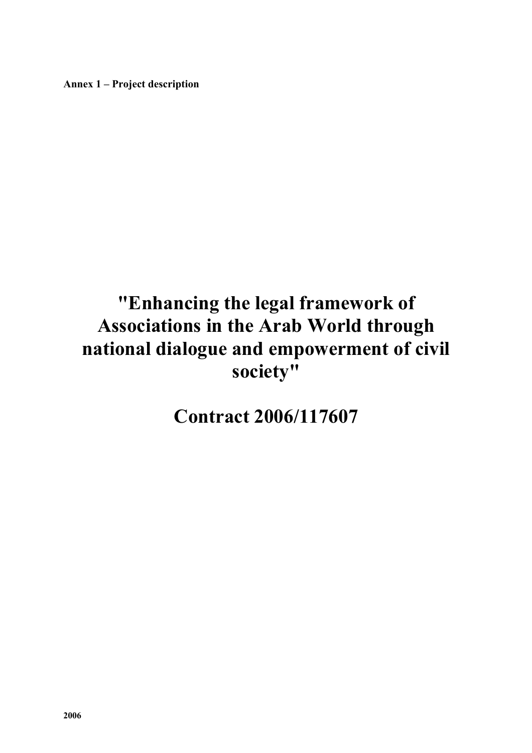**Annex 1 – Project description**

# "Enhancing the legal framework of Associations in the Arab World through national dialogue and empowerment of civil society"

# Contract 2006/117607

**2006**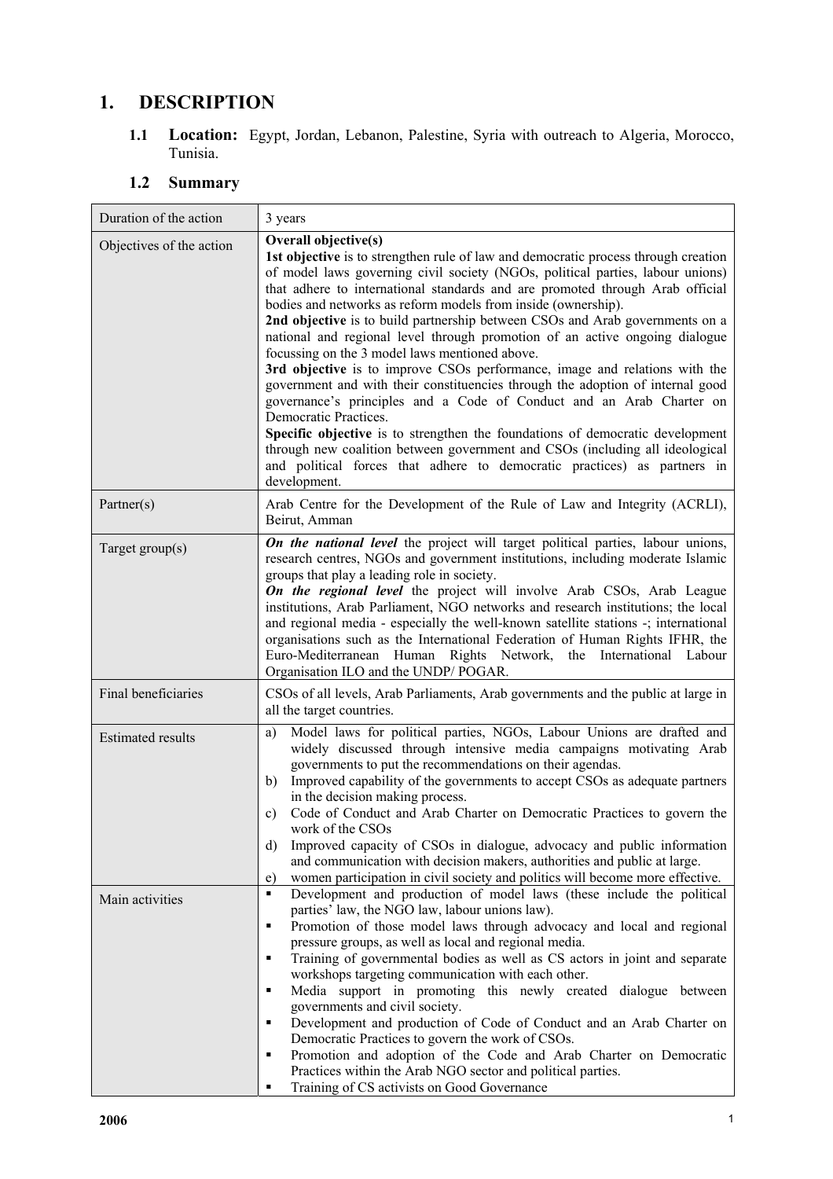# 1. DESCRIPTION

## 1.1 Location: Egypt, Jordan, Lebanon, Palestine, Syria with outreach to Algeria, Morocco, Tunisia.

## 1.2 Summary

| | |
|---|---|
| Duration of the action | 3 years |
| Objectives of the action | **Overall objective(s)**<br>**1st objective** is to strengthen rule of law and democratic process through creation of model laws governing civil society (NGOs, political parties, labour unions) that adhere to international standards and are promoted through Arab official bodies and networks as reform models from inside (ownership).<br>**2nd objective** is to build partnership between CSOs and Arab governments on a national and regional level through promotion of an active ongoing dialogue focussing on the 3 model laws mentioned above.<br>**3rd objective** is to improve CSOs performance, image and relations with the government and with their constituencies through the adoption of internal good governance's principles and a Code of Conduct and an Arab Charter on Democratic Practices.<br>**Specific objective** is to strengthen the foundations of democratic development through new coalition between government and CSOs (including all ideological and political forces that adhere to democratic practices) as partners in development. |
| Partner(s) | Arab Centre for the Development of the Rule of Law and Integrity (ACRLI), Beirut, Amman |
| Target group(s) | ***On the national level*** the project will target political parties, labour unions, research centres, NGOs and government institutions, including moderate Islamic groups that play a leading role in society.<br>***On the regional level*** the project will involve Arab CSOs, Arab League institutions, Arab Parliament, NGO networks and research institutions; the local and regional media - especially the well-known satellite stations -; international organisations such as the International Federation of Human Rights IFHR, the Euro-Mediterranean Human Rights Network, the International Labour Organisation ILO and the UNDP/ POGAR. |
| Final beneficiaries | CSOs of all levels, Arab Parliaments, Arab governments and the public at large in all the target countries. |
| Estimated results | a) Model laws for political parties, NGOs, Labour Unions are drafted and widely discussed through intensive media campaigns motivating Arab governments to put the recommendations on their agendas.<br>b) Improved capability of the governments to accept CSOs as adequate partners in the decision making process.<br>c) Code of Conduct and Arab Charter on Democratic Practices to govern the work of the CSOs<br>d) Improved capacity of CSOs in dialogue, advocacy and public information and communication with decision makers, authorities and public at large.<br>e) women participation in civil society and politics will become more effective. |
| Main activities | ▪ Development and production of model laws (these include the political parties' law, the NGO law, labour unions law).<br>▪ Promotion of those model laws through advocacy and local and regional pressure groups, as well as local and regional media.<br>▪ Training of governmental bodies as well as CS actors in joint and separate workshops targeting communication with each other.<br>▪ Media support in promoting this newly created dialogue between governments and civil society.<br>▪ Development and production of Code of Conduct and an Arab Charter on Democratic Practices to govern the work of CSOs.<br>▪ Promotion and adoption of the Code and Arab Charter on Democratic Practices within the Arab NGO sector and political parties.<br>▪ Training of CS activists on Good Governance |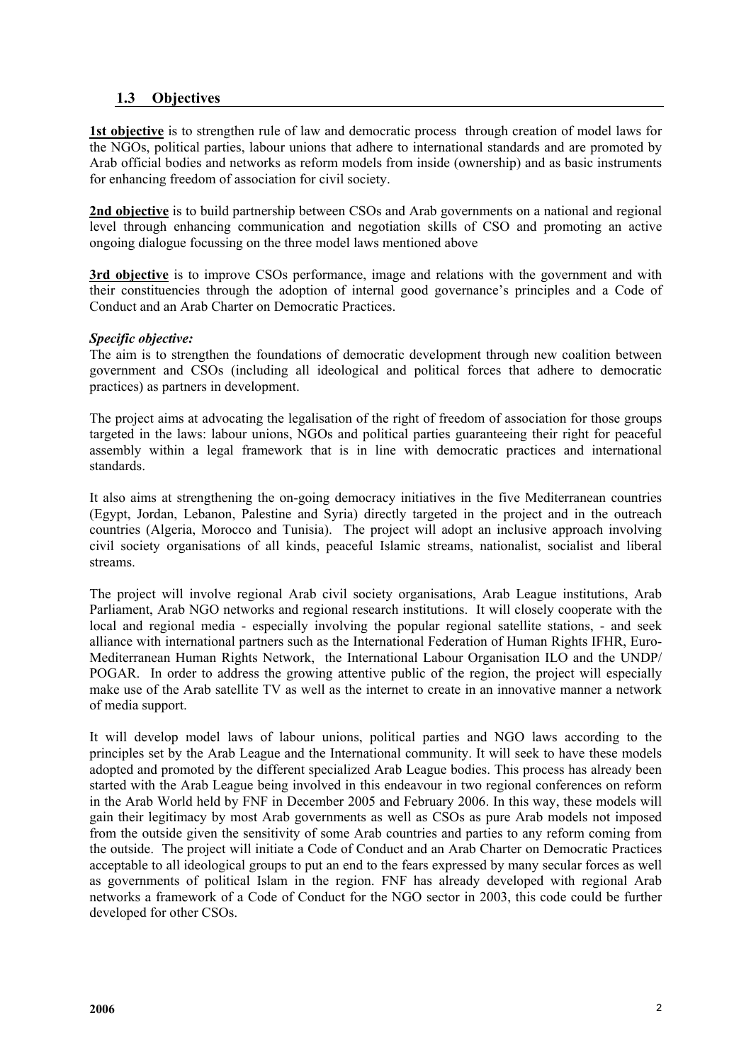## 1.3 Objectives

**1st objective** is to strengthen rule of law and democratic process through creation of model laws for the NGOs, political parties, labour unions that adhere to international standards and are promoted by Arab official bodies and networks as reform models from inside (ownership) and as basic instruments for enhancing freedom of association for civil society.

**2nd objective** is to build partnership between CSOs and Arab governments on a national and regional level through enhancing communication and negotiation skills of CSO and promoting an active ongoing dialogue focussing on the three model laws mentioned above

**3rd objective** is to improve CSOs performance, image and relations with the government and with their constituencies through the adoption of internal good governance's principles and a Code of Conduct and an Arab Charter on Democratic Practices.

***Specific objective:***

The aim is to strengthen the foundations of democratic development through new coalition between government and CSOs (including all ideological and political forces that adhere to democratic practices) as partners in development.

The project aims at advocating the legalisation of the right of freedom of association for those groups targeted in the laws: labour unions, NGOs and political parties guaranteeing their right for peaceful assembly within a legal framework that is in line with democratic practices and international standards.

It also aims at strengthening the on-going democracy initiatives in the five Mediterranean countries (Egypt, Jordan, Lebanon, Palestine and Syria) directly targeted in the project and in the outreach countries (Algeria, Morocco and Tunisia). The project will adopt an inclusive approach involving civil society organisations of all kinds, peaceful Islamic streams, nationalist, socialist and liberal streams.

The project will involve regional Arab civil society organisations, Arab League institutions, Arab Parliament, Arab NGO networks and regional research institutions. It will closely cooperate with the local and regional media - especially involving the popular regional satellite stations, - and seek alliance with international partners such as the International Federation of Human Rights IFHR, Euro-Mediterranean Human Rights Network, the International Labour Organisation ILO and the UNDP/ POGAR. In order to address the growing attentive public of the region, the project will especially make use of the Arab satellite TV as well as the internet to create in an innovative manner a network of media support.

It will develop model laws of labour unions, political parties and NGO laws according to the principles set by the Arab League and the International community. It will seek to have these models adopted and promoted by the different specialized Arab League bodies. This process has already been started with the Arab League being involved in this endeavour in two regional conferences on reform in the Arab World held by FNF in December 2005 and February 2006. In this way, these models will gain their legitimacy by most Arab governments as well as CSOs as pure Arab models not imposed from the outside given the sensitivity of some Arab countries and parties to any reform coming from the outside. The project will initiate a Code of Conduct and an Arab Charter on Democratic Practices acceptable to all ideological groups to put an end to the fears expressed by many secular forces as well as governments of political Islam in the region. FNF has already developed with regional Arab networks a framework of a Code of Conduct for the NGO sector in 2003, this code could be further developed for other CSOs.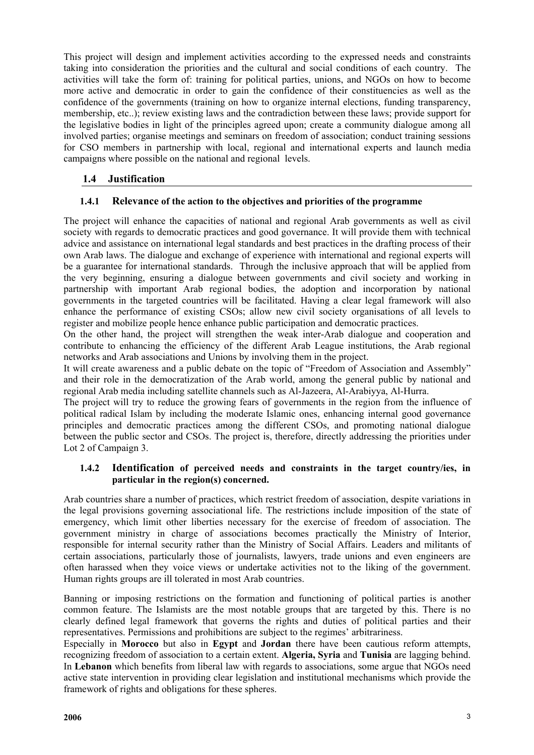This project will design and implement activities according to the expressed needs and constraints taking into consideration the priorities and the cultural and social conditions of each country. The activities will take the form of: training for political parties, unions, and NGOs on how to become more active and democratic in order to gain the confidence of their constituencies as well as the confidence of the governments (training on how to organize internal elections, funding transparency, membership, etc..); review existing laws and the contradiction between these laws; provide support for the legislative bodies in light of the principles agreed upon; create a community dialogue among all involved parties; organise meetings and seminars on freedom of association; conduct training sessions for CSO members in partnership with local, regional and international experts and launch media campaigns where possible on the national and regional levels.

## 1.4 Justification

### 1.4.1 Relevance of the action to the objectives and priorities of the programme

The project will enhance the capacities of national and regional Arab governments as well as civil society with regards to democratic practices and good governance. It will provide them with technical advice and assistance on international legal standards and best practices in the drafting process of their own Arab laws. The dialogue and exchange of experience with international and regional experts will be a guarantee for international standards. Through the inclusive approach that will be applied from the very beginning, ensuring a dialogue between governments and civil society and working in partnership with important Arab regional bodies, the adoption and incorporation by national governments in the targeted countries will be facilitated. Having a clear legal framework will also enhance the performance of existing CSOs; allow new civil society organisations of all levels to register and mobilize people hence enhance public participation and democratic practices.

On the other hand, the project will strengthen the weak inter-Arab dialogue and cooperation and contribute to enhancing the efficiency of the different Arab League institutions, the Arab regional networks and Arab associations and Unions by involving them in the project.

It will create awareness and a public debate on the topic of "Freedom of Association and Assembly" and their role in the democratization of the Arab world, among the general public by national and regional Arab media including satellite channels such as Al-Jazeera, Al-Arabiyya, Al-Hurra.

The project will try to reduce the growing fears of governments in the region from the influence of political radical Islam by including the moderate Islamic ones, enhancing internal good governance principles and democratic practices among the different CSOs, and promoting national dialogue between the public sector and CSOs. The project is, therefore, directly addressing the priorities under Lot 2 of Campaign 3.

### 1.4.2 Identification of perceived needs and constraints in the target country/ies, in particular in the region(s) concerned.

Arab countries share a number of practices, which restrict freedom of association, despite variations in the legal provisions governing associational life. The restrictions include imposition of the state of emergency, which limit other liberties necessary for the exercise of freedom of association. The government ministry in charge of associations becomes practically the Ministry of Interior, responsible for internal security rather than the Ministry of Social Affairs. Leaders and militants of certain associations, particularly those of journalists, lawyers, trade unions and even engineers are often harassed when they voice views or undertake activities not to the liking of the government. Human rights groups are ill tolerated in most Arab countries.

Banning or imposing restrictions on the formation and functioning of political parties is another common feature. The Islamists are the most notable groups that are targeted by this. There is no clearly defined legal framework that governs the rights and duties of political parties and their representatives. Permissions and prohibitions are subject to the regimes' arbitrariness.

Especially in **Morocco** but also in **Egypt** and **Jordan** there have been cautious reform attempts, recognizing freedom of association to a certain extent. **Algeria, Syria** and **Tunisia** are lagging behind. In **Lebanon** which benefits from liberal law with regards to associations, some argue that NGOs need active state intervention in providing clear legislation and institutional mechanisms which provide the framework of rights and obligations for these spheres.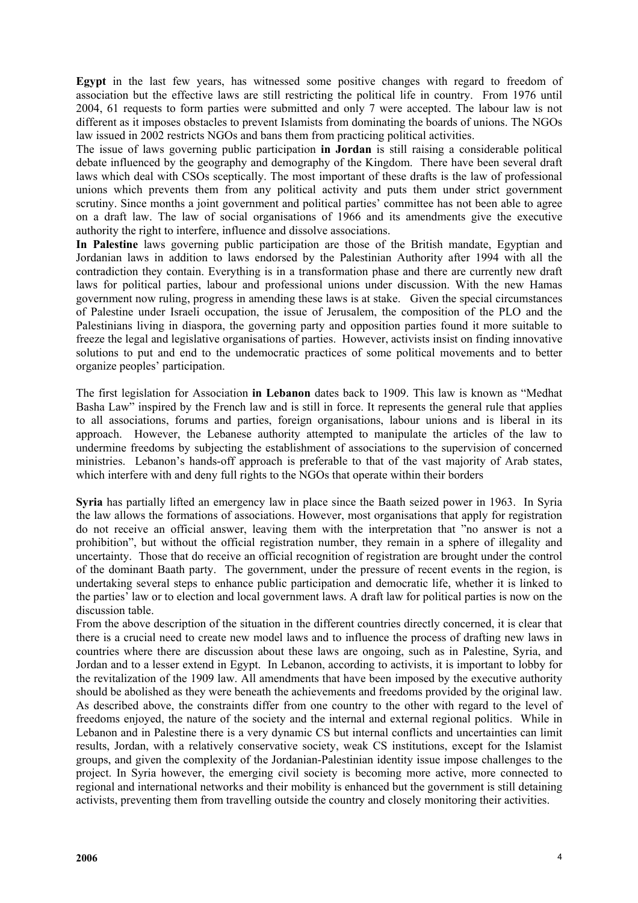**Egypt** in the last few years, has witnessed some positive changes with regard to freedom of association but the effective laws are still restricting the political life in country. From 1976 until 2004, 61 requests to form parties were submitted and only 7 were accepted. The labour law is not different as it imposes obstacles to prevent Islamists from dominating the boards of unions. The NGOs law issued in 2002 restricts NGOs and bans them from practicing political activities.

The issue of laws governing public participation **in Jordan** is still raising a considerable political debate influenced by the geography and demography of the Kingdom. There have been several draft laws which deal with CSOs sceptically. The most important of these drafts is the law of professional unions which prevents them from any political activity and puts them under strict government scrutiny. Since months a joint government and political parties' committee has not been able to agree on a draft law. The law of social organisations of 1966 and its amendments give the executive authority the right to interfere, influence and dissolve associations.

**In Palestine** laws governing public participation are those of the British mandate, Egyptian and Jordanian laws in addition to laws endorsed by the Palestinian Authority after 1994 with all the contradiction they contain. Everything is in a transformation phase and there are currently new draft laws for political parties, labour and professional unions under discussion. With the new Hamas government now ruling, progress in amending these laws is at stake. Given the special circumstances of Palestine under Israeli occupation, the issue of Jerusalem, the composition of the PLO and the Palestinians living in diaspora, the governing party and opposition parties found it more suitable to freeze the legal and legislative organisations of parties. However, activists insist on finding innovative solutions to put and end to the undemocratic practices of some political movements and to better organize peoples' participation.

The first legislation for Association **in Lebanon** dates back to 1909. This law is known as "Medhat Basha Law" inspired by the French law and is still in force. It represents the general rule that applies to all associations, forums and parties, foreign organisations, labour unions and is liberal in its approach. However, the Lebanese authority attempted to manipulate the articles of the law to undermine freedoms by subjecting the establishment of associations to the supervision of concerned ministries. Lebanon's hands-off approach is preferable to that of the vast majority of Arab states, which interfere with and deny full rights to the NGOs that operate within their borders

**Syria** has partially lifted an emergency law in place since the Baath seized power in 1963. In Syria the law allows the formations of associations. However, most organisations that apply for registration do not receive an official answer, leaving them with the interpretation that "no answer is not a prohibition", but without the official registration number, they remain in a sphere of illegality and uncertainty. Those that do receive an official recognition of registration are brought under the control of the dominant Baath party. The government, under the pressure of recent events in the region, is undertaking several steps to enhance public participation and democratic life, whether it is linked to the parties' law or to election and local government laws. A draft law for political parties is now on the discussion table.

From the above description of the situation in the different countries directly concerned, it is clear that there is a crucial need to create new model laws and to influence the process of drafting new laws in countries where there are discussion about these laws are ongoing, such as in Palestine, Syria, and Jordan and to a lesser extend in Egypt. In Lebanon, according to activists, it is important to lobby for the revitalization of the 1909 law. All amendments that have been imposed by the executive authority should be abolished as they were beneath the achievements and freedoms provided by the original law. As described above, the constraints differ from one country to the other with regard to the level of freedoms enjoyed, the nature of the society and the internal and external regional politics. While in Lebanon and in Palestine there is a very dynamic CS but internal conflicts and uncertainties can limit results, Jordan, with a relatively conservative society, weak CS institutions, except for the Islamist groups, and given the complexity of the Jordanian-Palestinian identity issue impose challenges to the project. In Syria however, the emerging civil society is becoming more active, more connected to regional and international networks and their mobility is enhanced but the government is still detaining activists, preventing them from travelling outside the country and closely monitoring their activities.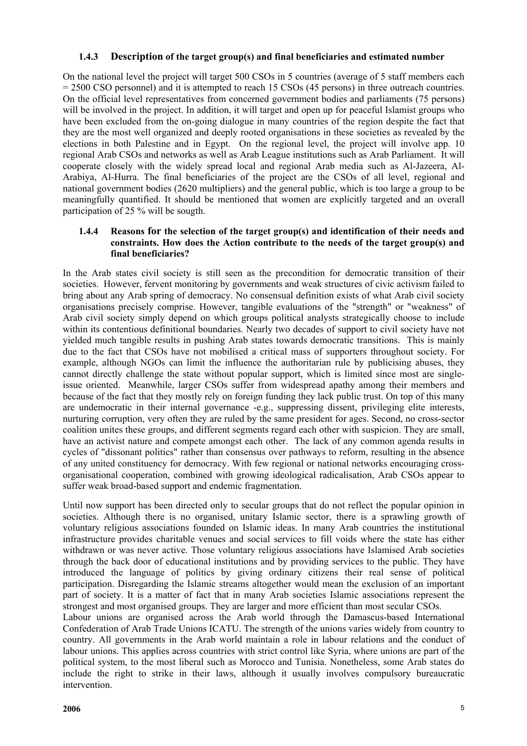### 1.4.3 Description of the target group(s) and final beneficiaries and estimated number

On the national level the project will target 500 CSOs in 5 countries (average of 5 staff members each = 2500 CSO personnel) and it is attempted to reach 15 CSOs (45 persons) in three outreach countries. On the official level representatives from concerned government bodies and parliaments (75 persons) will be involved in the project. In addition, it will target and open up for peaceful Islamist groups who have been excluded from the on-going dialogue in many countries of the region despite the fact that they are the most well organized and deeply rooted organisations in these societies as revealed by the elections in both Palestine and in Egypt. On the regional level, the project will involve app. 10 regional Arab CSOs and networks as well as Arab League institutions such as Arab Parliament. It will cooperate closely with the widely spread local and regional Arab media such as Al-Jazeera, Al-Arabiya, Al-Hurra. The final beneficiaries of the project are the CSOs of all level, regional and national government bodies (2620 multipliers) and the general public, which is too large a group to be meaningfully quantified. It should be mentioned that women are explicitly targeted and an overall participation of 25 % will be sougth.

### 1.4.4 Reasons for the selection of the target group(s) and identification of their needs and constraints. How does the Action contribute to the needs of the target group(s) and final beneficiaries?

In the Arab states civil society is still seen as the precondition for democratic transition of their societies. However, fervent monitoring by governments and weak structures of civic activism failed to bring about any Arab spring of democracy. No consensual definition exists of what Arab civil society organisations precisely comprise. However, tangible evaluations of the "strength" or "weakness" of Arab civil society simply depend on which groups political analysts strategically choose to include within its contentious definitional boundaries. Nearly two decades of support to civil society have not yielded much tangible results in pushing Arab states towards democratic transitions. This is mainly due to the fact that CSOs have not mobilised a critical mass of supporters throughout society. For example, although NGOs can limit the influence the authoritarian rule by publicising abuses, they cannot directly challenge the state without popular support, which is limited since most are single-issue oriented. Meanwhile, larger CSOs suffer from widespread apathy among their members and because of the fact that they mostly rely on foreign funding they lack public trust. On top of this many are undemocratic in their internal governance -e.g., suppressing dissent, privileging elite interests, nurturing corruption, very often they are ruled by the same president for ages. Second, no cross-sector coalition unites these groups, and different segments regard each other with suspicion. They are small, have an activist nature and compete amongst each other. The lack of any common agenda results in cycles of "dissonant politics" rather than consensus over pathways to reform, resulting in the absence of any united constituency for democracy. With few regional or national networks encouraging cross-organisational cooperation, combined with growing ideological radicalisation, Arab CSOs appear to suffer weak broad-based support and endemic fragmentation.

Until now support has been directed only to secular groups that do not reflect the popular opinion in societies. Although there is no organised, unitary Islamic sector, there is a sprawling growth of voluntary religious associations founded on Islamic ideas. In many Arab countries the institutional infrastructure provides charitable venues and social services to fill voids where the state has either withdrawn or was never active. Those voluntary religious associations have Islamised Arab societies through the back door of educational institutions and by providing services to the public. They have introduced the language of politics by giving ordinary citizens their real sense of political participation. Disregarding the Islamic streams altogether would mean the exclusion of an important part of society. It is a matter of fact that in many Arab societies Islamic associations represent the strongest and most organised groups. They are larger and more efficient than most secular CSOs.

Labour unions are organised across the Arab world through the Damascus-based International Confederation of Arab Trade Unions ICATU. The strength of the unions varies widely from country to country. All governments in the Arab world maintain a role in labour relations and the conduct of labour unions. This applies across countries with strict control like Syria, where unions are part of the political system, to the most liberal such as Morocco and Tunisia. Nonetheless, some Arab states do include the right to strike in their laws, although it usually involves compulsory bureaucratic intervention.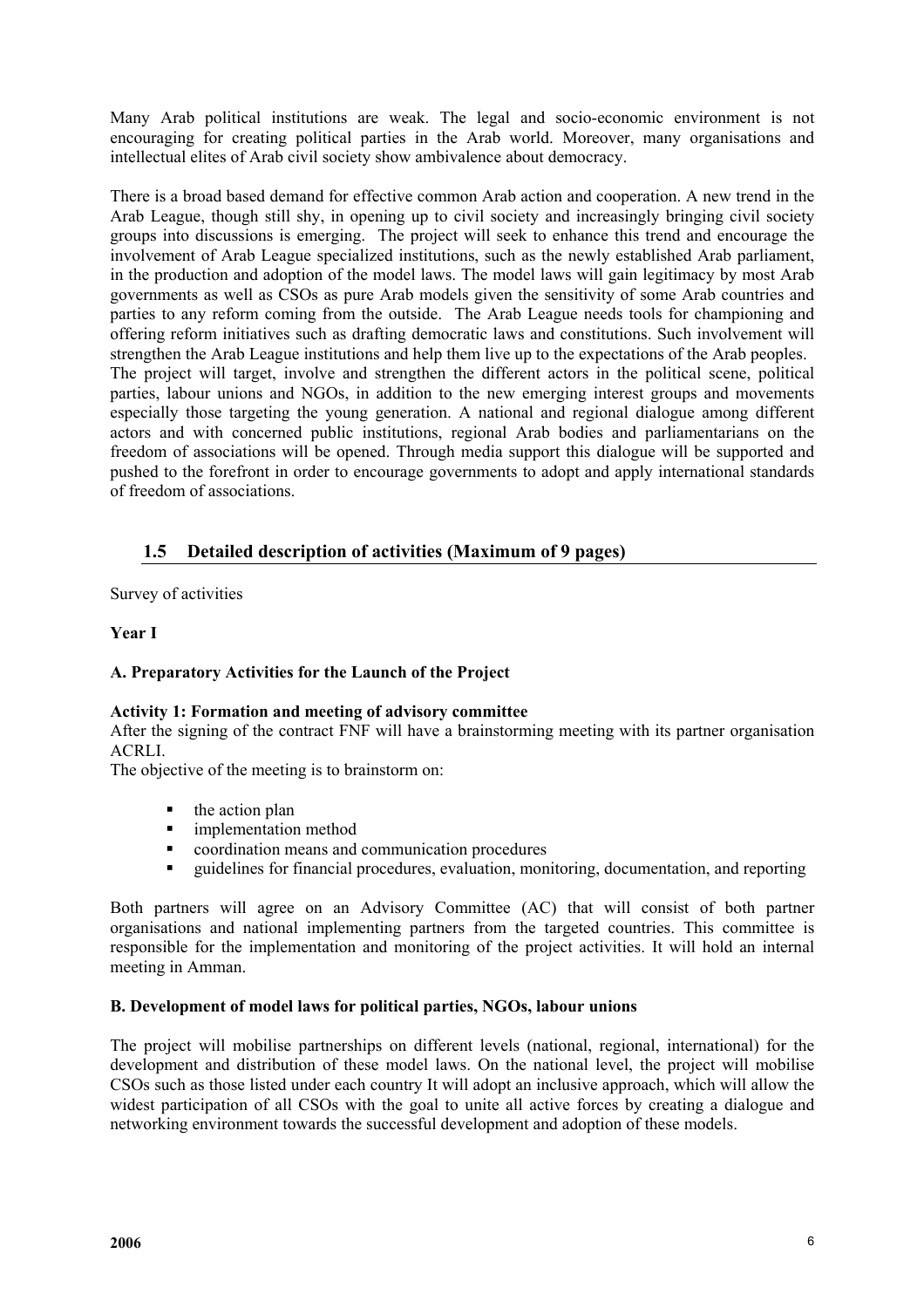Many Arab political institutions are weak. The legal and socio-economic environment is not encouraging for creating political parties in the Arab world. Moreover, many organisations and intellectual elites of Arab civil society show ambivalence about democracy.

There is a broad based demand for effective common Arab action and cooperation. A new trend in the Arab League, though still shy, in opening up to civil society and increasingly bringing civil society groups into discussions is emerging. The project will seek to enhance this trend and encourage the involvement of Arab League specialized institutions, such as the newly established Arab parliament, in the production and adoption of the model laws. The model laws will gain legitimacy by most Arab governments as well as CSOs as pure Arab models given the sensitivity of some Arab countries and parties to any reform coming from the outside. The Arab League needs tools for championing and offering reform initiatives such as drafting democratic laws and constitutions. Such involvement will strengthen the Arab League institutions and help them live up to the expectations of the Arab peoples.
The project will target, involve and strengthen the different actors in the political scene, political parties, labour unions and NGOs, in addition to the new emerging interest groups and movements especially those targeting the young generation. A national and regional dialogue among different actors and with concerned public institutions, regional Arab bodies and parliamentarians on the freedom of associations will be opened. Through media support this dialogue will be supported and pushed to the forefront in order to encourage governments to adopt and apply international standards of freedom of associations.

## 1.5 Detailed description of activities (Maximum of 9 pages)

Survey of activities

**Year I**

**A. Preparatory Activities for the Launch of the Project**

**Activity 1: Formation and meeting of advisory committee**
After the signing of the contract FNF will have a brainstorming meeting with its partner organisation ACRLI.
The objective of the meeting is to brainstorm on:

- the action plan
- implementation method
- coordination means and communication procedures
- guidelines for financial procedures, evaluation, monitoring, documentation, and reporting

Both partners will agree on an Advisory Committee (AC) that will consist of both partner organisations and national implementing partners from the targeted countries. This committee is responsible for the implementation and monitoring of the project activities. It will hold an internal meeting in Amman.

**B. Development of model laws for political parties, NGOs, labour unions**

The project will mobilise partnerships on different levels (national, regional, international) for the development and distribution of these model laws. On the national level, the project will mobilise CSOs such as those listed under each country It will adopt an inclusive approach, which will allow the widest participation of all CSOs with the goal to unite all active forces by creating a dialogue and networking environment towards the successful development and adoption of these models.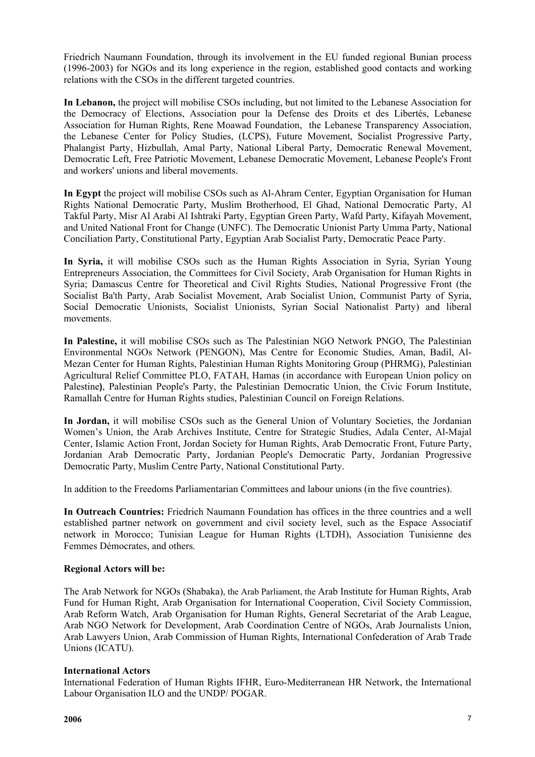Friedrich Naumann Foundation, through its involvement in the EU funded regional Bunian process (1996-2003) for NGOs and its long experience in the region, established good contacts and working relations with the CSOs in the different targeted countries.

**In Lebanon,** the project will mobilise CSOs including, but not limited to the Lebanese Association for the Democracy of Elections, Association pour la Defense des Droits et des Libertés, Lebanese Association for Human Rights, Rene Moawad Foundation, the Lebanese Transparency Association, the Lebanese Center for Policy Studies, (LCPS), Future Movement, Socialist Progressive Party, Phalangist Party, Hizbullah, Amal Party, National Liberal Party, Democratic Renewal Movement, Democratic Left, Free Patriotic Movement, Lebanese Democratic Movement, Lebanese People's Front and workers' unions and liberal movements.

**In Egypt** the project will mobilise CSOs such as Al-Ahram Center, Egyptian Organisation for Human Rights National Democratic Party, Muslim Brotherhood, El Ghad, National Democratic Party, Al Takful Party, Misr Al Arabi Al Ishtraki Party, Egyptian Green Party, Wafd Party, Kifayah Movement, and United National Front for Change (UNFC). The Democratic Unionist Party Umma Party, National Conciliation Party, Constitutional Party, Egyptian Arab Socialist Party, Democratic Peace Party.

**In Syria,** it will mobilise CSOs such as the Human Rights Association in Syria, Syrian Young Entrepreneurs Association, the Committees for Civil Society, Arab Organisation for Human Rights in Syria; Damascus Centre for Theoretical and Civil Rights Studies, National Progressive Front (the Socialist Ba'th Party, Arab Socialist Movement, Arab Socialist Union, Communist Party of Syria, Social Democratic Unionists, Socialist Unionists, Syrian Social Nationalist Party) and liberal movements.

**In Palestine,** it will mobilise CSOs such as The Palestinian NGO Network PNGO, The Palestinian Environmental NGOs Network (PENGON), Mas Centre for Economic Studies, Aman, Badil, Al-Mezan Center for Human Rights, Palestinian Human Rights Monitoring Group (PHRMG), Palestinian Agricultural Relief Committee PLO, FATAH, Hamas (in accordance with European Union policy on Palestine**)**, Palestinian People's Party, the Palestinian Democratic Union, the Civic Forum Institute, Ramallah Centre for Human Rights studies, Palestinian Council on Foreign Relations.

**In Jordan,** it will mobilise CSOs such as the General Union of Voluntary Societies, the Jordanian Women's Union, the Arab Archives Institute, Centre for Strategic Studies, Adala Center, Al-Majal Center, Islamic Action Front, Jordan Society for Human Rights, Arab Democratic Front, Future Party, Jordanian Arab Democratic Party, Jordanian People's Democratic Party, Jordanian Progressive Democratic Party, Muslim Centre Party, National Constitutional Party.

In addition to the Freedoms Parliamentarian Committees and labour unions (in the five countries).

**In Outreach Countries:** Friedrich Naumann Foundation has offices in the three countries and a well established partner network on government and civil society level, such as the Espace Associatif network in Morocco; Tunisian League for Human Rights (LTDH), Association Tunisienne des Femmes Démocrates, and others.

**Regional Actors will be:**

The Arab Network for NGOs (Shabaka), the Arab Parliament, the Arab Institute for Human Rights, Arab Fund for Human Right, Arab Organisation for International Cooperation, Civil Society Commission, Arab Reform Watch, Arab Organisation for Human Rights, General Secretariat of the Arab League, Arab NGO Network for Development, Arab Coordination Centre of NGOs, Arab Journalists Union, Arab Lawyers Union, Arab Commission of Human Rights, International Confederation of Arab Trade Unions (ICATU).

**International Actors**

International Federation of Human Rights IFHR, Euro-Mediterranean HR Network, the International Labour Organisation ILO and the UNDP/ POGAR.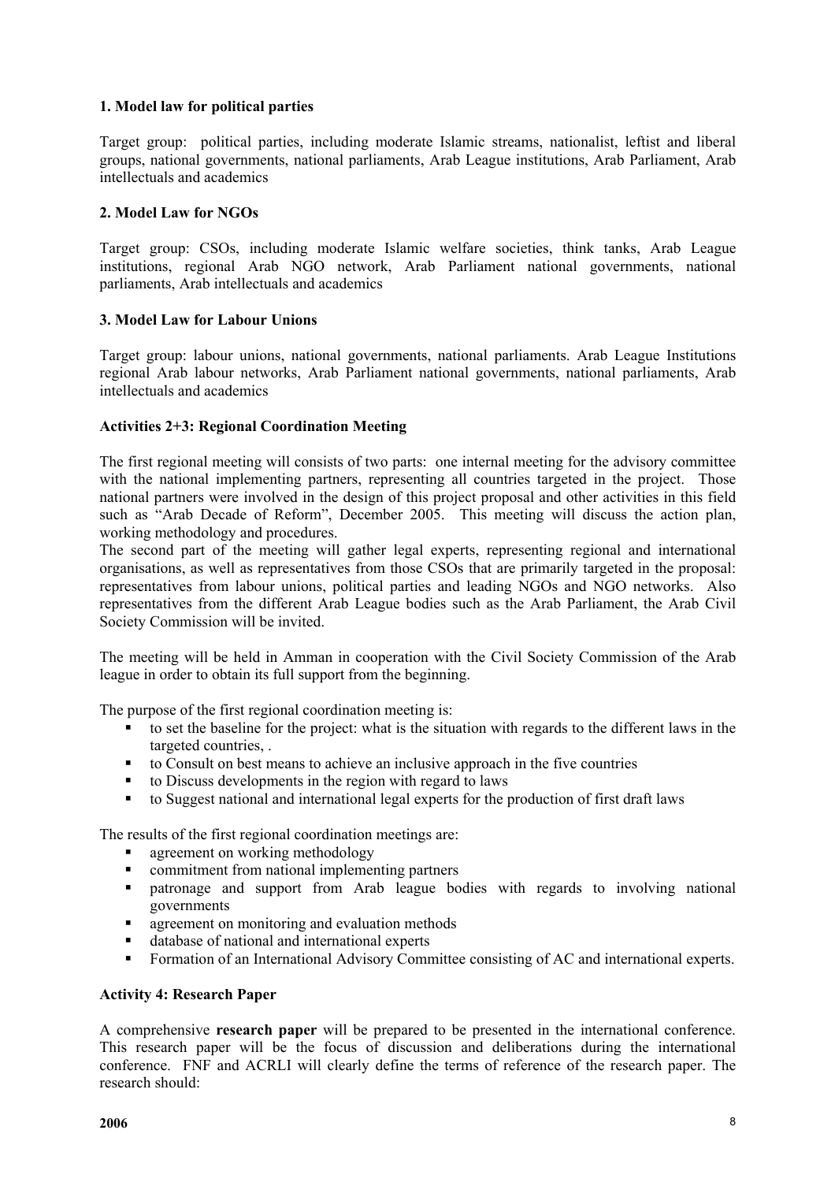**1. Model law for political parties**

Target group: political parties, including moderate Islamic streams, nationalist, leftist and liberal groups, national governments, national parliaments, Arab League institutions, Arab Parliament, Arab intellectuals and academics

**2. Model Law for NGOs**

Target group: CSOs, including moderate Islamic welfare societies, think tanks, Arab League institutions, regional Arab NGO network, Arab Parliament national governments, national parliaments, Arab intellectuals and academics

**3. Model Law for Labour Unions**

Target group: labour unions, national governments, national parliaments. Arab League Institutions regional Arab labour networks, Arab Parliament national governments, national parliaments, Arab intellectuals and academics

**Activities 2+3: Regional Coordination Meeting**

The first regional meeting will consists of two parts: one internal meeting for the advisory committee with the national implementing partners, representing all countries targeted in the project. Those national partners were involved in the design of this project proposal and other activities in this field such as "Arab Decade of Reform", December 2005. This meeting will discuss the action plan, working methodology and procedures.
The second part of the meeting will gather legal experts, representing regional and international organisations, as well as representatives from those CSOs that are primarily targeted in the proposal: representatives from labour unions, political parties and leading NGOs and NGO networks. Also representatives from the different Arab League bodies such as the Arab Parliament, the Arab Civil Society Commission will be invited.

The meeting will be held in Amman in cooperation with the Civil Society Commission of the Arab league in order to obtain its full support from the beginning.

The purpose of the first regional coordination meeting is:

- to set the baseline for the project: what is the situation with regards to the different laws in the targeted countries, .
- to Consult on best means to achieve an inclusive approach in the five countries
- to Discuss developments in the region with regard to laws
- to Suggest national and international legal experts for the production of first draft laws

The results of the first regional coordination meetings are:

- agreement on working methodology
- commitment from national implementing partners
- patronage and support from Arab league bodies with regards to involving national governments
- agreement on monitoring and evaluation methods
- database of national and international experts
- Formation of an International Advisory Committee consisting of AC and international experts.

**Activity 4: Research Paper**

A comprehensive **research paper** will be prepared to be presented in the international conference. This research paper will be the focus of discussion and deliberations during the international conference. FNF and ACRLI will clearly define the terms of reference of the research paper. The research should: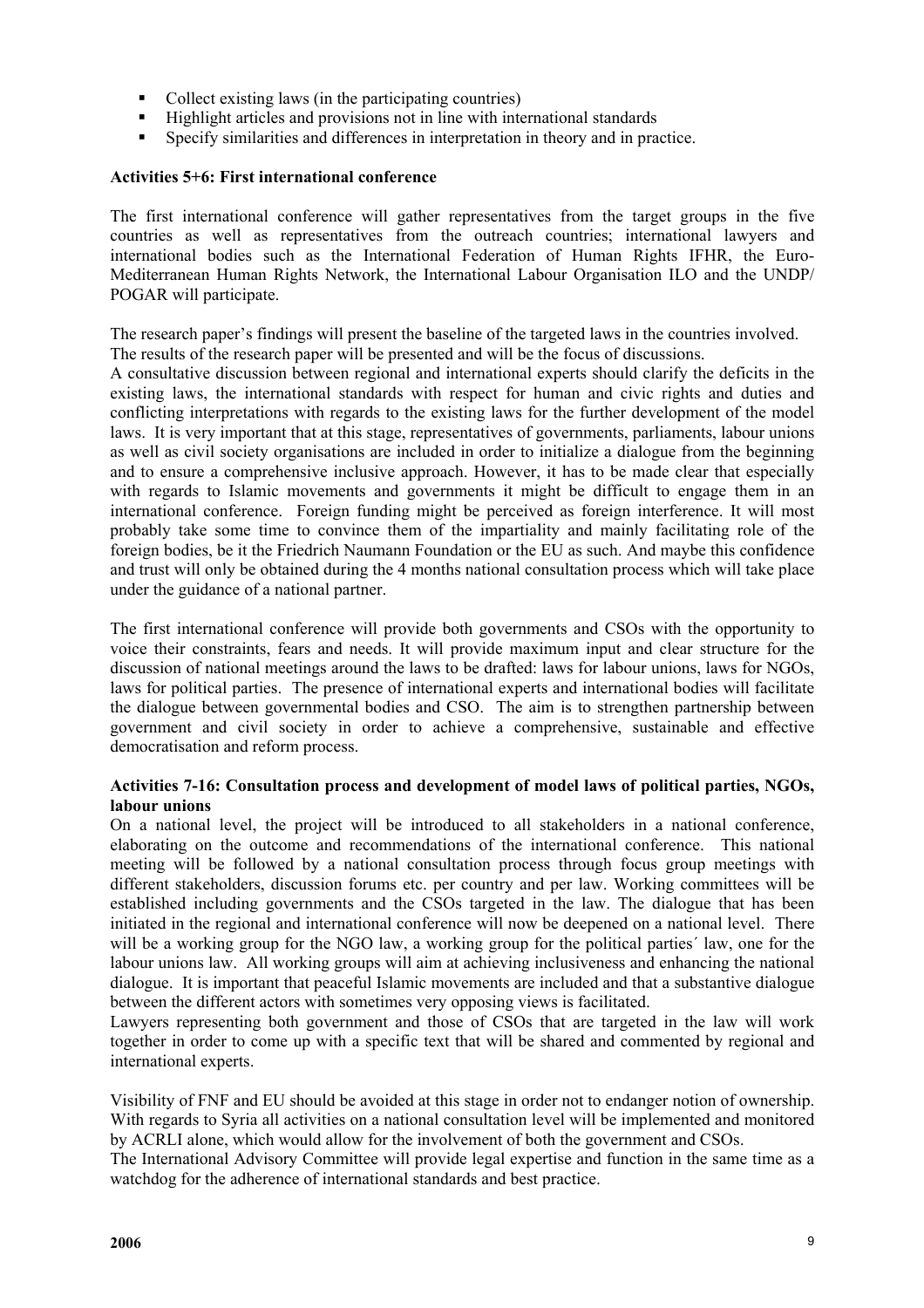- Collect existing laws (in the participating countries)
- Highlight articles and provisions not in line with international standards
- Specify similarities and differences in interpretation in theory and in practice.

**Activities 5+6: First international conference**

The first international conference will gather representatives from the target groups in the five countries as well as representatives from the outreach countries; international lawyers and international bodies such as the International Federation of Human Rights IFHR, the Euro-Mediterranean Human Rights Network, the International Labour Organisation ILO and the UNDP/ POGAR will participate.

The research paper's findings will present the baseline of the targeted laws in the countries involved. The results of the research paper will be presented and will be the focus of discussions.
A consultative discussion between regional and international experts should clarify the deficits in the existing laws, the international standards with respect for human and civic rights and duties and conflicting interpretations with regards to the existing laws for the further development of the model laws. It is very important that at this stage, representatives of governments, parliaments, labour unions as well as civil society organisations are included in order to initialize a dialogue from the beginning and to ensure a comprehensive inclusive approach. However, it has to be made clear that especially with regards to Islamic movements and governments it might be difficult to engage them in an international conference. Foreign funding might be perceived as foreign interference. It will most probably take some time to convince them of the impartiality and mainly facilitating role of the foreign bodies, be it the Friedrich Naumann Foundation or the EU as such. And maybe this confidence and trust will only be obtained during the 4 months national consultation process which will take place under the guidance of a national partner.

The first international conference will provide both governments and CSOs with the opportunity to voice their constraints, fears and needs. It will provide maximum input and clear structure for the discussion of national meetings around the laws to be drafted: laws for labour unions, laws for NGOs, laws for political parties. The presence of international experts and international bodies will facilitate the dialogue between governmental bodies and CSO. The aim is to strengthen partnership between government and civil society in order to achieve a comprehensive, sustainable and effective democratisation and reform process.

**Activities 7-16: Consultation process and development of model laws of political parties, NGOs, labour unions**

On a national level, the project will be introduced to all stakeholders in a national conference, elaborating on the outcome and recommendations of the international conference. This national meeting will be followed by a national consultation process through focus group meetings with different stakeholders, discussion forums etc. per country and per law. Working committees will be established including governments and the CSOs targeted in the law. The dialogue that has been initiated in the regional and international conference will now be deepened on a national level. There will be a working group for the NGO law, a working group for the political parties´ law, one for the labour unions law. All working groups will aim at achieving inclusiveness and enhancing the national dialogue. It is important that peaceful Islamic movements are included and that a substantive dialogue between the different actors with sometimes very opposing views is facilitated.
Lawyers representing both government and those of CSOs that are targeted in the law will work together in order to come up with a specific text that will be shared and commented by regional and international experts.

Visibility of FNF and EU should be avoided at this stage in order not to endanger notion of ownership. With regards to Syria all activities on a national consultation level will be implemented and monitored by ACRLI alone, which would allow for the involvement of both the government and CSOs.
The International Advisory Committee will provide legal expertise and function in the same time as a watchdog for the adherence of international standards and best practice.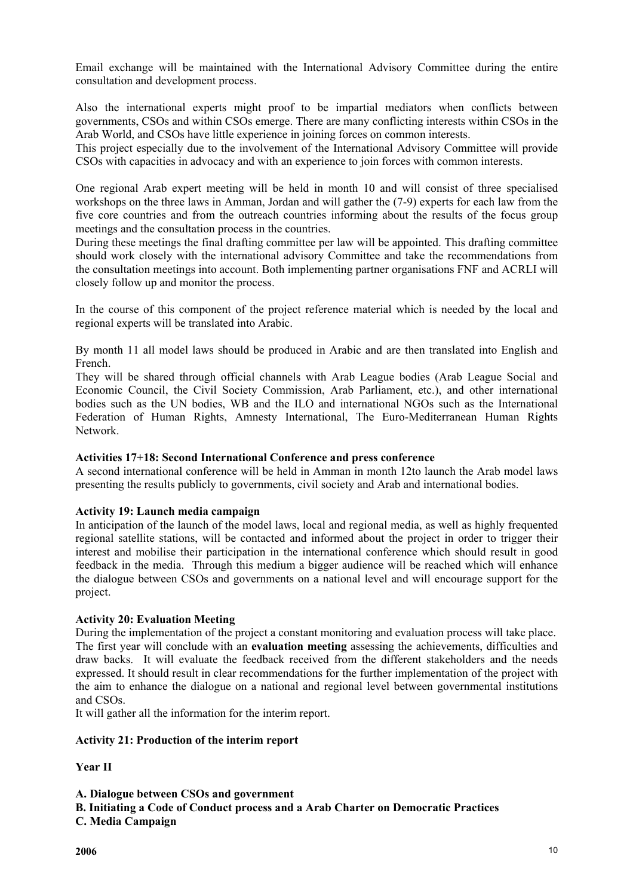Email exchange will be maintained with the International Advisory Committee during the entire consultation and development process.

Also the international experts might proof to be impartial mediators when conflicts between governments, CSOs and within CSOs emerge. There are many conflicting interests within CSOs in the Arab World, and CSOs have little experience in joining forces on common interests.
This project especially due to the involvement of the International Advisory Committee will provide CSOs with capacities in advocacy and with an experience to join forces with common interests.

One regional Arab expert meeting will be held in month 10 and will consist of three specialised workshops on the three laws in Amman, Jordan and will gather the (7-9) experts for each law from the five core countries and from the outreach countries informing about the results of the focus group meetings and the consultation process in the countries.
During these meetings the final drafting committee per law will be appointed. This drafting committee should work closely with the international advisory Committee and take the recommendations from the consultation meetings into account. Both implementing partner organisations FNF and ACRLI will closely follow up and monitor the process.

In the course of this component of the project reference material which is needed by the local and regional experts will be translated into Arabic.

By month 11 all model laws should be produced in Arabic and are then translated into English and French.
They will be shared through official channels with Arab League bodies (Arab League Social and Economic Council, the Civil Society Commission, Arab Parliament, etc.), and other international bodies such as the UN bodies, WB and the ILO and international NGOs such as the International Federation of Human Rights, Amnesty International, The Euro-Mediterranean Human Rights Network.

**Activities 17+18: Second International Conference and press conference**
A second international conference will be held in Amman in month 12to launch the Arab model laws presenting the results publicly to governments, civil society and Arab and international bodies.

**Activity 19: Launch media campaign**
In anticipation of the launch of the model laws, local and regional media, as well as highly frequented regional satellite stations, will be contacted and informed about the project in order to trigger their interest and mobilise their participation in the international conference which should result in good feedback in the media. Through this medium a bigger audience will be reached which will enhance the dialogue between CSOs and governments on a national level and will encourage support for the project.

**Activity 20: Evaluation Meeting**
During the implementation of the project a constant monitoring and evaluation process will take place. The first year will conclude with an **evaluation meeting** assessing the achievements, difficulties and draw backs. It will evaluate the feedback received from the different stakeholders and the needs expressed. It should result in clear recommendations for the further implementation of the project with the aim to enhance the dialogue on a national and regional level between governmental institutions and CSOs.
It will gather all the information for the interim report.

**Activity 21: Production of the interim report**

**Year II**

**A. Dialogue between CSOs and government**
**B. Initiating a Code of Conduct process and a Arab Charter on Democratic Practices**
**C. Media Campaign**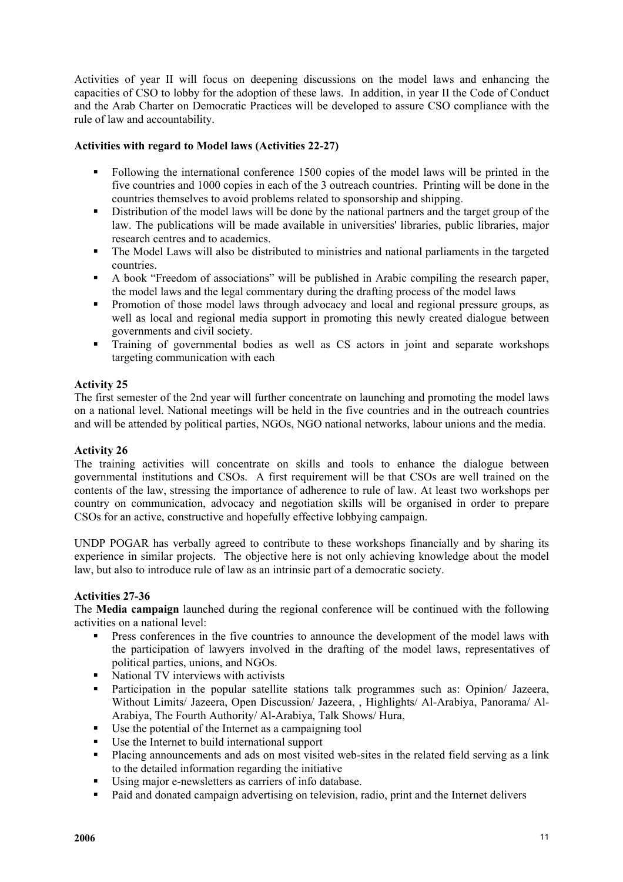Activities of year II will focus on deepening discussions on the model laws and enhancing the capacities of CSO to lobby for the adoption of these laws. In addition, in year II the Code of Conduct and the Arab Charter on Democratic Practices will be developed to assure CSO compliance with the rule of law and accountability.

**Activities with regard to Model laws (Activities 22-27)**

- Following the international conference 1500 copies of the model laws will be printed in the five countries and 1000 copies in each of the 3 outreach countries. Printing will be done in the countries themselves to avoid problems related to sponsorship and shipping.
- Distribution of the model laws will be done by the national partners and the target group of the law. The publications will be made available in universities' libraries, public libraries, major research centres and to academics.
- The Model Laws will also be distributed to ministries and national parliaments in the targeted countries.
- A book "Freedom of associations" will be published in Arabic compiling the research paper, the model laws and the legal commentary during the drafting process of the model laws
- Promotion of those model laws through advocacy and local and regional pressure groups, as well as local and regional media support in promoting this newly created dialogue between governments and civil society.
- Training of governmental bodies as well as CS actors in joint and separate workshops targeting communication with each

**Activity 25**

The first semester of the 2nd year will further concentrate on launching and promoting the model laws on a national level. National meetings will be held in the five countries and in the outreach countries and will be attended by political parties, NGOs, NGO national networks, labour unions and the media.

**Activity 26**

The training activities will concentrate on skills and tools to enhance the dialogue between governmental institutions and CSOs. A first requirement will be that CSOs are well trained on the contents of the law, stressing the importance of adherence to rule of law. At least two workshops per country on communication, advocacy and negotiation skills will be organised in order to prepare CSOs for an active, constructive and hopefully effective lobbying campaign.

UNDP POGAR has verbally agreed to contribute to these workshops financially and by sharing its experience in similar projects. The objective here is not only achieving knowledge about the model law, but also to introduce rule of law as an intrinsic part of a democratic society.

**Activities 27-36**

The **Media campaign** launched during the regional conference will be continued with the following activities on a national level:

- Press conferences in the five countries to announce the development of the model laws with the participation of lawyers involved in the drafting of the model laws, representatives of political parties, unions, and NGOs.
- National TV interviews with activists
- Participation in the popular satellite stations talk programmes such as: Opinion/ Jazeera, Without Limits/ Jazeera, Open Discussion/ Jazeera, , Highlights/ Al-Arabiya, Panorama/ Al-Arabiya, The Fourth Authority/ Al-Arabiya, Talk Shows/ Hura,
- Use the potential of the Internet as a campaigning tool
- Use the Internet to build international support
- Placing announcements and ads on most visited web-sites in the related field serving as a link to the detailed information regarding the initiative
- Using major e-newsletters as carriers of info database.
- Paid and donated campaign advertising on television, radio, print and the Internet delivers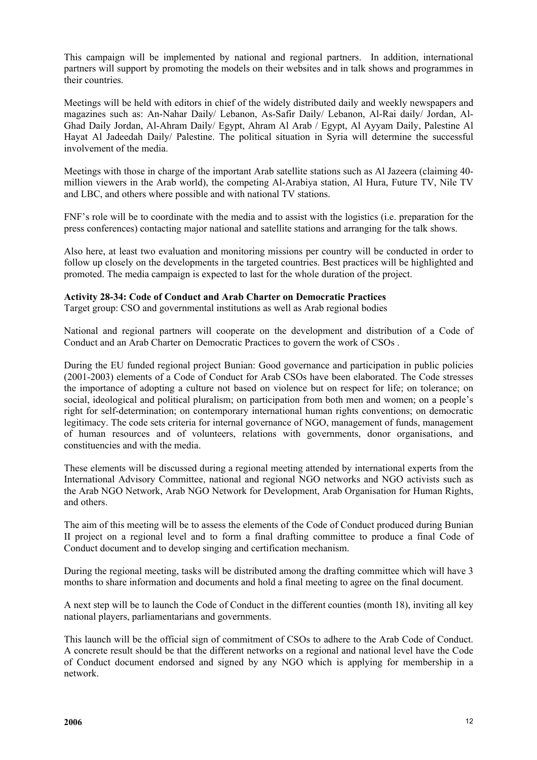This campaign will be implemented by national and regional partners. In addition, international partners will support by promoting the models on their websites and in talk shows and programmes in their countries.

Meetings will be held with editors in chief of the widely distributed daily and weekly newspapers and magazines such as: An-Nahar Daily/ Lebanon, As-Safir Daily/ Lebanon, Al-Rai daily/ Jordan, Al-Ghad Daily Jordan, Al-Ahram Daily/ Egypt, Ahram Al Arab / Egypt, Al Ayyam Daily, Palestine Al Hayat Al Jadeedah Daily/ Palestine. The political situation in Syria will determine the successful involvement of the media.

Meetings with those in charge of the important Arab satellite stations such as Al Jazeera (claiming 40-million viewers in the Arab world), the competing Al-Arabiya station, Al Hura, Future TV, Nile TV and LBC, and others where possible and with national TV stations.

FNF's role will be to coordinate with the media and to assist with the logistics (i.e. preparation for the press conferences) contacting major national and satellite stations and arranging for the talk shows.

Also here, at least two evaluation and monitoring missions per country will be conducted in order to follow up closely on the developments in the targeted countries. Best practices will be highlighted and promoted. The media campaign is expected to last for the whole duration of the project.

**Activity 28-34: Code of Conduct and Arab Charter on Democratic Practices**
Target group: CSO and governmental institutions as well as Arab regional bodies

National and regional partners will cooperate on the development and distribution of a Code of Conduct and an Arab Charter on Democratic Practices to govern the work of CSOs .

During the EU funded regional project Bunian: Good governance and participation in public policies (2001-2003) elements of a Code of Conduct for Arab CSOs have been elaborated. The Code stresses the importance of adopting a culture not based on violence but on respect for life; on tolerance; on social, ideological and political pluralism; on participation from both men and women; on a people's right for self-determination; on contemporary international human rights conventions; on democratic legitimacy. The code sets criteria for internal governance of NGO, management of funds, management of human resources and of volunteers, relations with governments, donor organisations, and constituencies and with the media.

These elements will be discussed during a regional meeting attended by international experts from the International Advisory Committee, national and regional NGO networks and NGO activists such as the Arab NGO Network, Arab NGO Network for Development, Arab Organisation for Human Rights, and others.

The aim of this meeting will be to assess the elements of the Code of Conduct produced during Bunian II project on a regional level and to form a final drafting committee to produce a final Code of Conduct document and to develop singing and certification mechanism.

During the regional meeting, tasks will be distributed among the drafting committee which will have 3 months to share information and documents and hold a final meeting to agree on the final document.

A next step will be to launch the Code of Conduct in the different counties (month 18), inviting all key national players, parliamentarians and governments.

This launch will be the official sign of commitment of CSOs to adhere to the Arab Code of Conduct. A concrete result should be that the different networks on a regional and national level have the Code of Conduct document endorsed and signed by any NGO which is applying for membership in a network.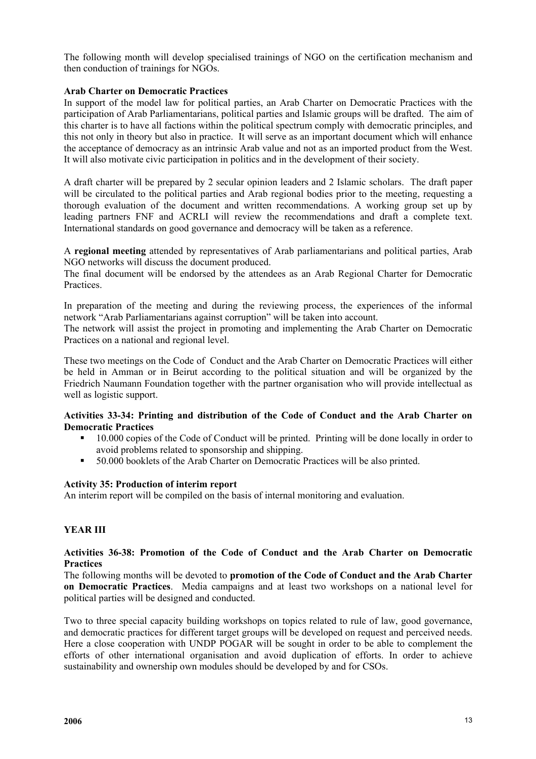The following month will develop specialised trainings of NGO on the certification mechanism and then conduction of trainings for NGOs.

**Arab Charter on Democratic Practices**

In support of the model law for political parties, an Arab Charter on Democratic Practices with the participation of Arab Parliamentarians, political parties and Islamic groups will be drafted. The aim of this charter is to have all factions within the political spectrum comply with democratic principles, and this not only in theory but also in practice. It will serve as an important document which will enhance the acceptance of democracy as an intrinsic Arab value and not as an imported product from the West. It will also motivate civic participation in politics and in the development of their society.

A draft charter will be prepared by 2 secular opinion leaders and 2 Islamic scholars. The draft paper will be circulated to the political parties and Arab regional bodies prior to the meeting, requesting a thorough evaluation of the document and written recommendations. A working group set up by leading partners FNF and ACRLI will review the recommendations and draft a complete text. International standards on good governance and democracy will be taken as a reference.

A **regional meeting** attended by representatives of Arab parliamentarians and political parties, Arab NGO networks will discuss the document produced.

The final document will be endorsed by the attendees as an Arab Regional Charter for Democratic Practices.

In preparation of the meeting and during the reviewing process, the experiences of the informal network "Arab Parliamentarians against corruption" will be taken into account.

The network will assist the project in promoting and implementing the Arab Charter on Democratic Practices on a national and regional level.

These two meetings on the Code of Conduct and the Arab Charter on Democratic Practices will either be held in Amman or in Beirut according to the political situation and will be organized by the Friedrich Naumann Foundation together with the partner organisation who will provide intellectual as well as logistic support.

**Activities 33-34: Printing and distribution of the Code of Conduct and the Arab Charter on Democratic Practices**

- 10.000 copies of the Code of Conduct will be printed. Printing will be done locally in order to avoid problems related to sponsorship and shipping.
- 50.000 booklets of the Arab Charter on Democratic Practices will be also printed.

**Activity 35: Production of interim report**

An interim report will be compiled on the basis of internal monitoring and evaluation.

**YEAR III**

**Activities 36-38: Promotion of the Code of Conduct and the Arab Charter on Democratic Practices**

The following months will be devoted to **promotion of the Code of Conduct and the Arab Charter on Democratic Practices**. Media campaigns and at least two workshops on a national level for political parties will be designed and conducted.

Two to three special capacity building workshops on topics related to rule of law, good governance, and democratic practices for different target groups will be developed on request and perceived needs. Here a close cooperation with UNDP POGAR will be sought in order to be able to complement the efforts of other international organisation and avoid duplication of efforts. In order to achieve sustainability and ownership own modules should be developed by and for CSOs.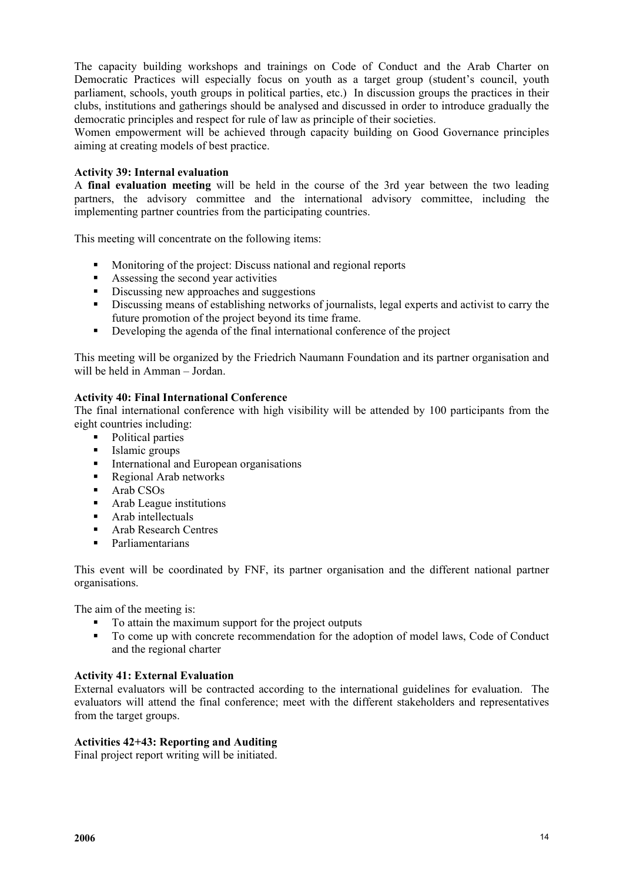The capacity building workshops and trainings on Code of Conduct and the Arab Charter on Democratic Practices will especially focus on youth as a target group (student's council, youth parliament, schools, youth groups in political parties, etc.) In discussion groups the practices in their clubs, institutions and gatherings should be analysed and discussed in order to introduce gradually the democratic principles and respect for rule of law as principle of their societies.

Women empowerment will be achieved through capacity building on Good Governance principles aiming at creating models of best practice.

**Activity 39: Internal evaluation**

A **final evaluation meeting** will be held in the course of the 3rd year between the two leading partners, the advisory committee and the international advisory committee, including the implementing partner countries from the participating countries.

This meeting will concentrate on the following items:

- Monitoring of the project: Discuss national and regional reports
- Assessing the second year activities
- Discussing new approaches and suggestions
- Discussing means of establishing networks of journalists, legal experts and activist to carry the future promotion of the project beyond its time frame.
- Developing the agenda of the final international conference of the project

This meeting will be organized by the Friedrich Naumann Foundation and its partner organisation and will be held in Amman – Jordan.

**Activity 40: Final International Conference**

The final international conference with high visibility will be attended by 100 participants from the eight countries including:

- Political parties
- Islamic groups
- International and European organisations
- Regional Arab networks
- Arab CSOs
- Arab League institutions
- Arab intellectuals
- Arab Research Centres
- Parliamentarians

This event will be coordinated by FNF, its partner organisation and the different national partner organisations.

The aim of the meeting is:

- To attain the maximum support for the project outputs
- To come up with concrete recommendation for the adoption of model laws, Code of Conduct and the regional charter

**Activity 41: External Evaluation**

External evaluators will be contracted according to the international guidelines for evaluation. The evaluators will attend the final conference; meet with the different stakeholders and representatives from the target groups.

**Activities 42+43: Reporting and Auditing**

Final project report writing will be initiated.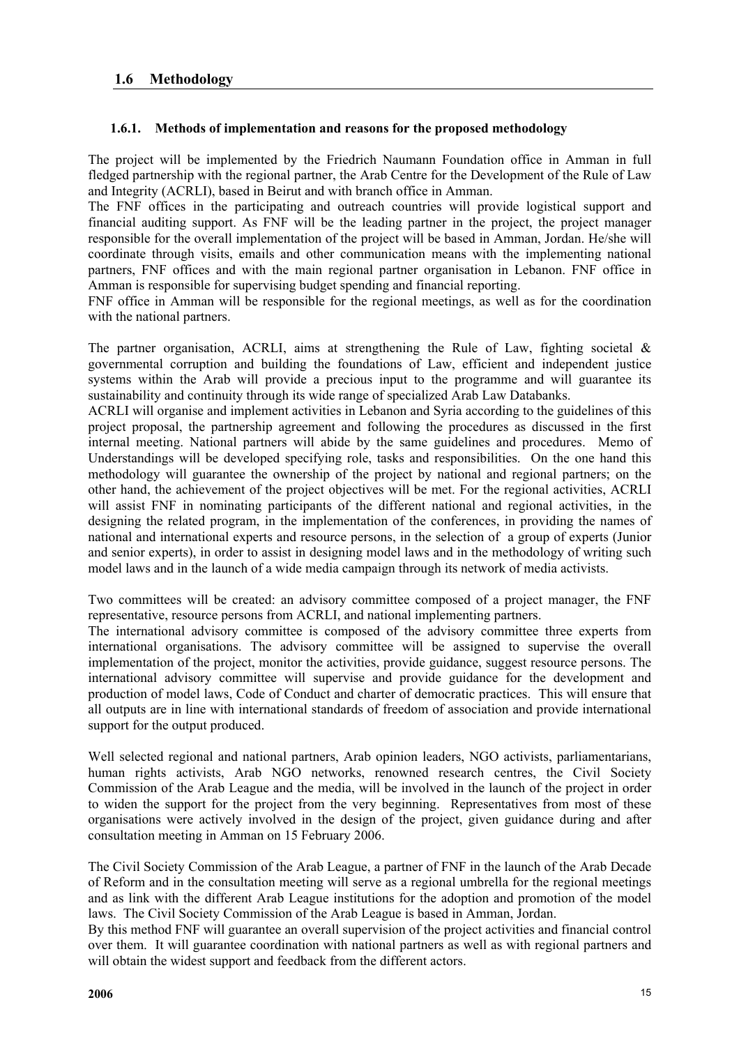## 1.6 Methodology

### 1.6.1. Methods of implementation and reasons for the proposed methodology

The project will be implemented by the Friedrich Naumann Foundation office in Amman in full fledged partnership with the regional partner, the Arab Centre for the Development of the Rule of Law and Integrity (ACRLI), based in Beirut and with branch office in Amman.
The FNF offices in the participating and outreach countries will provide logistical support and financial auditing support. As FNF will be the leading partner in the project, the project manager responsible for the overall implementation of the project will be based in Amman, Jordan. He/she will coordinate through visits, emails and other communication means with the implementing national partners, FNF offices and with the main regional partner organisation in Lebanon. FNF office in Amman is responsible for supervising budget spending and financial reporting.
FNF office in Amman will be responsible for the regional meetings, as well as for the coordination with the national partners.

The partner organisation, ACRLI, aims at strengthening the Rule of Law, fighting societal & governmental corruption and building the foundations of Law, efficient and independent justice systems within the Arab will provide a precious input to the programme and will guarantee its sustainability and continuity through its wide range of specialized Arab Law Databanks.
ACRLI will organise and implement activities in Lebanon and Syria according to the guidelines of this project proposal, the partnership agreement and following the procedures as discussed in the first internal meeting. National partners will abide by the same guidelines and procedures. Memo of Understandings will be developed specifying role, tasks and responsibilities. On the one hand this methodology will guarantee the ownership of the project by national and regional partners; on the other hand, the achievement of the project objectives will be met. For the regional activities, ACRLI will assist FNF in nominating participants of the different national and regional activities, in the designing the related program, in the implementation of the conferences, in providing the names of national and international experts and resource persons, in the selection of a group of experts (Junior and senior experts), in order to assist in designing model laws and in the methodology of writing such model laws and in the launch of a wide media campaign through its network of media activists.

Two committees will be created: an advisory committee composed of a project manager, the FNF representative, resource persons from ACRLI, and national implementing partners.
The international advisory committee is composed of the advisory committee three experts from international organisations. The advisory committee will be assigned to supervise the overall implementation of the project, monitor the activities, provide guidance, suggest resource persons. The international advisory committee will supervise and provide guidance for the development and production of model laws, Code of Conduct and charter of democratic practices. This will ensure that all outputs are in line with international standards of freedom of association and provide international support for the output produced.

Well selected regional and national partners, Arab opinion leaders, NGO activists, parliamentarians, human rights activists, Arab NGO networks, renowned research centres, the Civil Society Commission of the Arab League and the media, will be involved in the launch of the project in order to widen the support for the project from the very beginning. Representatives from most of these organisations were actively involved in the design of the project, given guidance during and after consultation meeting in Amman on 15 February 2006.

The Civil Society Commission of the Arab League, a partner of FNF in the launch of the Arab Decade of Reform and in the consultation meeting will serve as a regional umbrella for the regional meetings and as link with the different Arab League institutions for the adoption and promotion of the model laws. The Civil Society Commission of the Arab League is based in Amman, Jordan.
By this method FNF will guarantee an overall supervision of the project activities and financial control over them. It will guarantee coordination with national partners as well as with regional partners and will obtain the widest support and feedback from the different actors.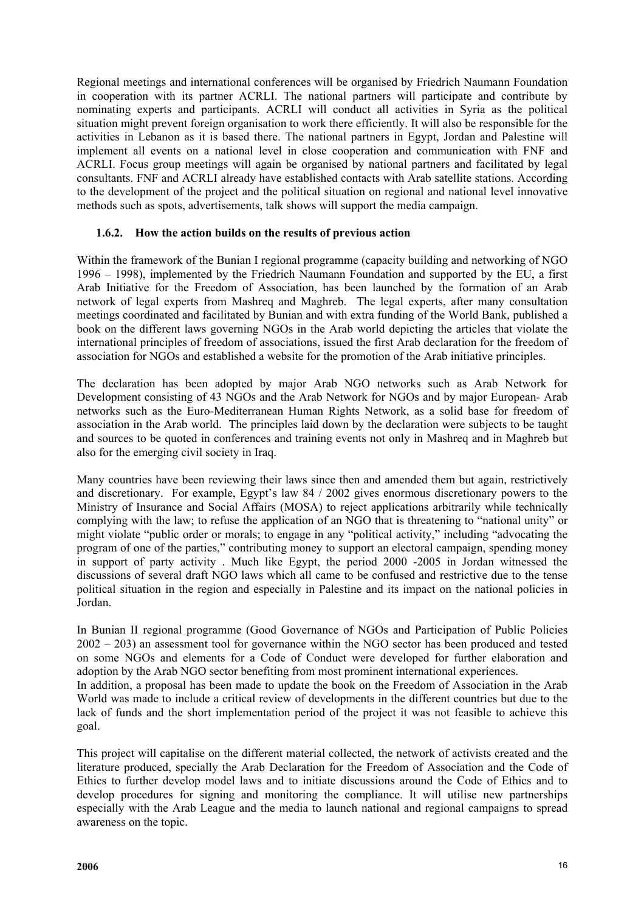Regional meetings and international conferences will be organised by Friedrich Naumann Foundation in cooperation with its partner ACRLI. The national partners will participate and contribute by nominating experts and participants. ACRLI will conduct all activities in Syria as the political situation might prevent foreign organisation to work there efficiently. It will also be responsible for the activities in Lebanon as it is based there. The national partners in Egypt, Jordan and Palestine will implement all events on a national level in close cooperation and communication with FNF and ACRLI. Focus group meetings will again be organised by national partners and facilitated by legal consultants. FNF and ACRLI already have established contacts with Arab satellite stations. According to the development of the project and the political situation on regional and national level innovative methods such as spots, advertisements, talk shows will support the media campaign.

### 1.6.2. How the action builds on the results of previous action

Within the framework of the Bunian I regional programme (capacity building and networking of NGO 1996 – 1998), implemented by the Friedrich Naumann Foundation and supported by the EU, a first Arab Initiative for the Freedom of Association, has been launched by the formation of an Arab network of legal experts from Mashreq and Maghreb. The legal experts, after many consultation meetings coordinated and facilitated by Bunian and with extra funding of the World Bank, published a book on the different laws governing NGOs in the Arab world depicting the articles that violate the international principles of freedom of associations, issued the first Arab declaration for the freedom of association for NGOs and established a website for the promotion of the Arab initiative principles.

The declaration has been adopted by major Arab NGO networks such as Arab Network for Development consisting of 43 NGOs and the Arab Network for NGOs and by major European- Arab networks such as the Euro-Mediterranean Human Rights Network, as a solid base for freedom of association in the Arab world. The principles laid down by the declaration were subjects to be taught and sources to be quoted in conferences and training events not only in Mashreq and in Maghreb but also for the emerging civil society in Iraq.

Many countries have been reviewing their laws since then and amended them but again, restrictively and discretionary. For example, Egypt's law 84 / 2002 gives enormous discretionary powers to the Ministry of Insurance and Social Affairs (MOSA) to reject applications arbitrarily while technically complying with the law; to refuse the application of an NGO that is threatening to "national unity" or might violate "public order or morals; to engage in any "political activity," including "advocating the program of one of the parties," contributing money to support an electoral campaign, spending money in support of party activity . Much like Egypt, the period 2000 -2005 in Jordan witnessed the discussions of several draft NGO laws which all came to be confused and restrictive due to the tense political situation in the region and especially in Palestine and its impact on the national policies in Jordan.

In Bunian II regional programme (Good Governance of NGOs and Participation of Public Policies 2002 – 203) an assessment tool for governance within the NGO sector has been produced and tested on some NGOs and elements for a Code of Conduct were developed for further elaboration and adoption by the Arab NGO sector benefiting from most prominent international experiences.
In addition, a proposal has been made to update the book on the Freedom of Association in the Arab World was made to include a critical review of developments in the different countries but due to the lack of funds and the short implementation period of the project it was not feasible to achieve this goal.

This project will capitalise on the different material collected, the network of activists created and the literature produced, specially the Arab Declaration for the Freedom of Association and the Code of Ethics to further develop model laws and to initiate discussions around the Code of Ethics and to develop procedures for signing and monitoring the compliance. It will utilise new partnerships especially with the Arab League and the media to launch national and regional campaigns to spread awareness on the topic.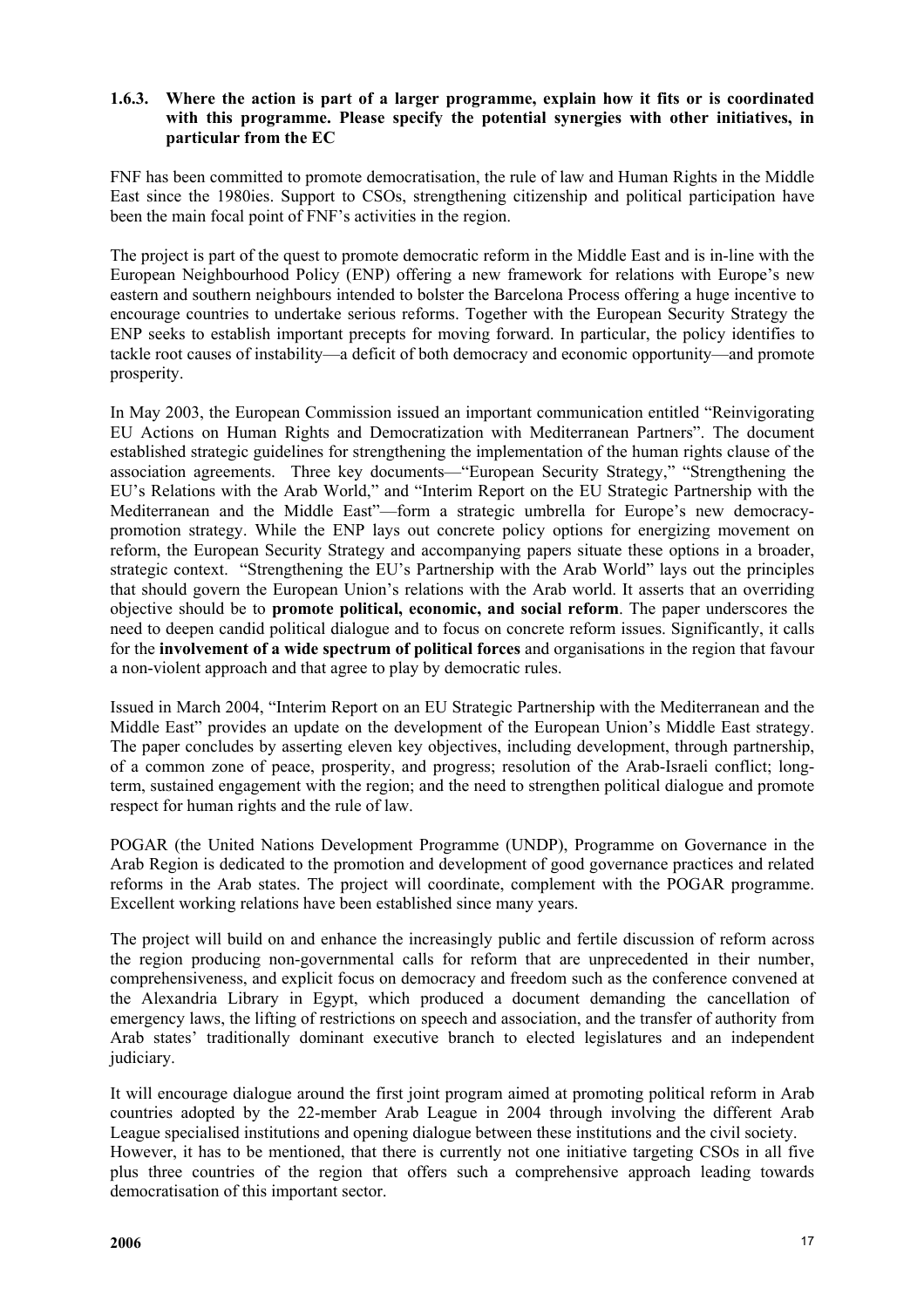### 1.6.3. Where the action is part of a larger programme, explain how it fits or is coordinated with this programme. Please specify the potential synergies with other initiatives, in particular from the EC

FNF has been committed to promote democratisation, the rule of law and Human Rights in the Middle East since the 1980ies. Support to CSOs, strengthening citizenship and political participation have been the main focal point of FNF's activities in the region.

The project is part of the quest to promote democratic reform in the Middle East and is in-line with the European Neighbourhood Policy (ENP) offering a new framework for relations with Europe's new eastern and southern neighbours intended to bolster the Barcelona Process offering a huge incentive to encourage countries to undertake serious reforms. Together with the European Security Strategy the ENP seeks to establish important precepts for moving forward. In particular, the policy identifies to tackle root causes of instability—a deficit of both democracy and economic opportunity—and promote prosperity.

In May 2003, the European Commission issued an important communication entitled "Reinvigorating EU Actions on Human Rights and Democratization with Mediterranean Partners". The document established strategic guidelines for strengthening the implementation of the human rights clause of the association agreements. Three key documents—"European Security Strategy," "Strengthening the EU's Relations with the Arab World," and "Interim Report on the EU Strategic Partnership with the Mediterranean and the Middle East"—form a strategic umbrella for Europe's new democracy-promotion strategy. While the ENP lays out concrete policy options for energizing movement on reform, the European Security Strategy and accompanying papers situate these options in a broader, strategic context. "Strengthening the EU's Partnership with the Arab World" lays out the principles that should govern the European Union's relations with the Arab world. It asserts that an overriding objective should be to **promote political, economic, and social reform**. The paper underscores the need to deepen candid political dialogue and to focus on concrete reform issues. Significantly, it calls for the **involvement of a wide spectrum of political forces** and organisations in the region that favour a non-violent approach and that agree to play by democratic rules.

Issued in March 2004, "Interim Report on an EU Strategic Partnership with the Mediterranean and the Middle East" provides an update on the development of the European Union's Middle East strategy. The paper concludes by asserting eleven key objectives, including development, through partnership, of a common zone of peace, prosperity, and progress; resolution of the Arab-Israeli conflict; long-term, sustained engagement with the region; and the need to strengthen political dialogue and promote respect for human rights and the rule of law.

POGAR (the United Nations Development Programme (UNDP), Programme on Governance in the Arab Region is dedicated to the promotion and development of good governance practices and related reforms in the Arab states. The project will coordinate, complement with the POGAR programme. Excellent working relations have been established since many years.

The project will build on and enhance the increasingly public and fertile discussion of reform across the region producing non-governmental calls for reform that are unprecedented in their number, comprehensiveness, and explicit focus on democracy and freedom such as the conference convened at the Alexandria Library in Egypt, which produced a document demanding the cancellation of emergency laws, the lifting of restrictions on speech and association, and the transfer of authority from Arab states' traditionally dominant executive branch to elected legislatures and an independent judiciary.

It will encourage dialogue around the first joint program aimed at promoting political reform in Arab countries adopted by the 22-member Arab League in 2004 through involving the different Arab League specialised institutions and opening dialogue between these institutions and the civil society.
However, it has to be mentioned, that there is currently not one initiative targeting CSOs in all five plus three countries of the region that offers such a comprehensive approach leading towards democratisation of this important sector.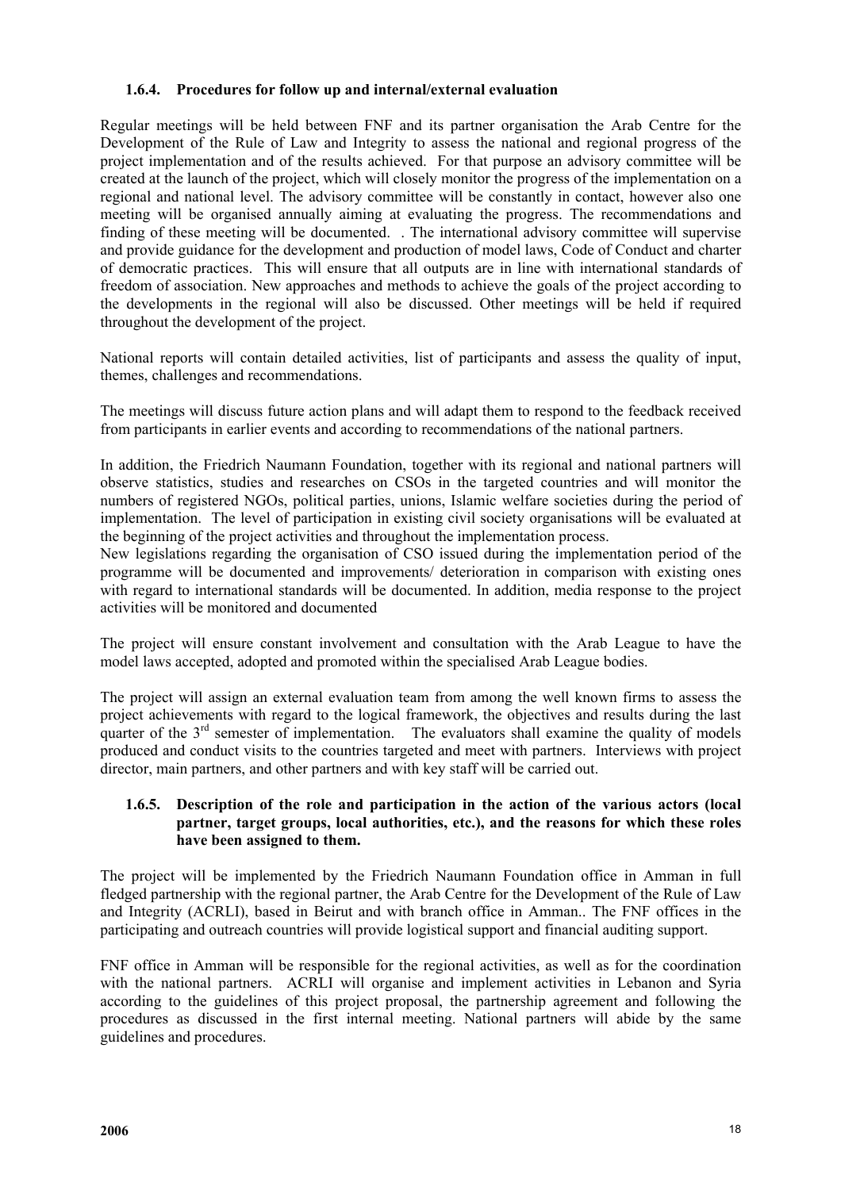### 1.6.4. Procedures for follow up and internal/external evaluation

Regular meetings will be held between FNF and its partner organisation the Arab Centre for the Development of the Rule of Law and Integrity to assess the national and regional progress of the project implementation and of the results achieved. For that purpose an advisory committee will be created at the launch of the project, which will closely monitor the progress of the implementation on a regional and national level. The advisory committee will be constantly in contact, however also one meeting will be organised annually aiming at evaluating the progress. The recommendations and finding of these meeting will be documented. . The international advisory committee will supervise and provide guidance for the development and production of model laws, Code of Conduct and charter of democratic practices. This will ensure that all outputs are in line with international standards of freedom of association. New approaches and methods to achieve the goals of the project according to the developments in the regional will also be discussed. Other meetings will be held if required throughout the development of the project.

National reports will contain detailed activities, list of participants and assess the quality of input, themes, challenges and recommendations.

The meetings will discuss future action plans and will adapt them to respond to the feedback received from participants in earlier events and according to recommendations of the national partners.

In addition, the Friedrich Naumann Foundation, together with its regional and national partners will observe statistics, studies and researches on CSOs in the targeted countries and will monitor the numbers of registered NGOs, political parties, unions, Islamic welfare societies during the period of implementation. The level of participation in existing civil society organisations will be evaluated at the beginning of the project activities and throughout the implementation process.
New legislations regarding the organisation of CSO issued during the implementation period of the programme will be documented and improvements/ deterioration in comparison with existing ones with regard to international standards will be documented. In addition, media response to the project activities will be monitored and documented

The project will ensure constant involvement and consultation with the Arab League to have the model laws accepted, adopted and promoted within the specialised Arab League bodies.

The project will assign an external evaluation team from among the well known firms to assess the project achievements with regard to the logical framework, the objectives and results during the last quarter of the 3rd semester of implementation. The evaluators shall examine the quality of models produced and conduct visits to the countries targeted and meet with partners. Interviews with project director, main partners, and other partners and with key staff will be carried out.

### 1.6.5. Description of the role and participation in the action of the various actors (local partner, target groups, local authorities, etc.), and the reasons for which these roles have been assigned to them.

The project will be implemented by the Friedrich Naumann Foundation office in Amman in full fledged partnership with the regional partner, the Arab Centre for the Development of the Rule of Law and Integrity (ACRLI), based in Beirut and with branch office in Amman.. The FNF offices in the participating and outreach countries will provide logistical support and financial auditing support.

FNF office in Amman will be responsible for the regional activities, as well as for the coordination with the national partners. ACRLI will organise and implement activities in Lebanon and Syria according to the guidelines of this project proposal, the partnership agreement and following the procedures as discussed in the first internal meeting. National partners will abide by the same guidelines and procedures.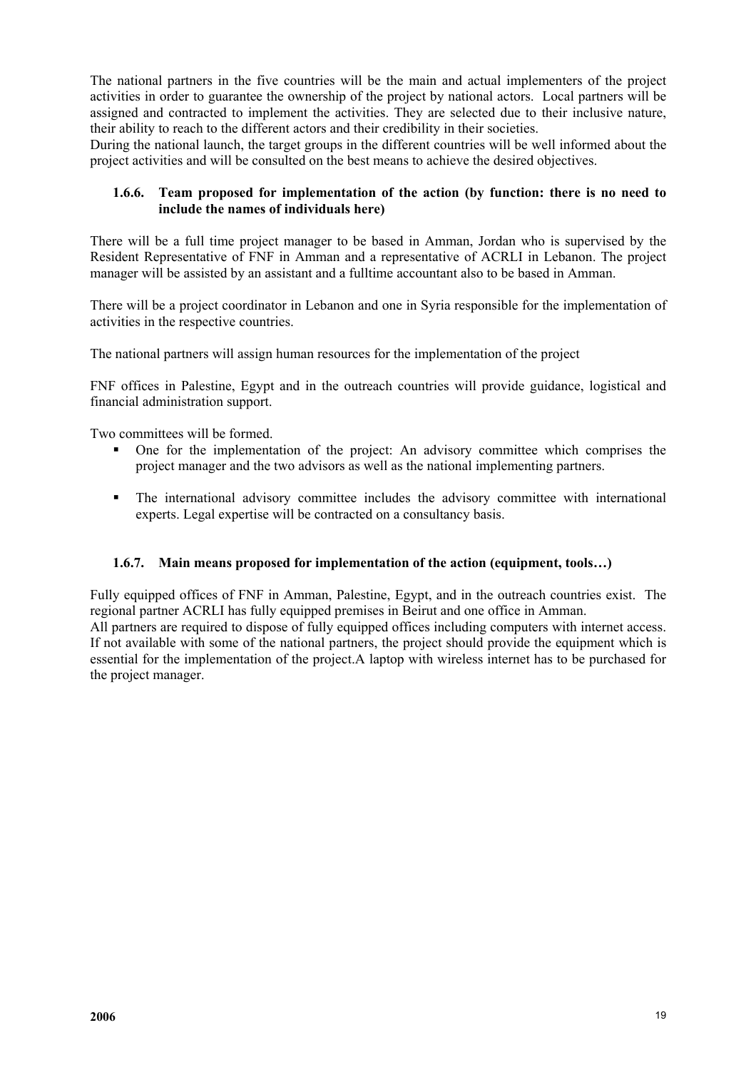The national partners in the five countries will be the main and actual implementers of the project activities in order to guarantee the ownership of the project by national actors. Local partners will be assigned and contracted to implement the activities. They are selected due to their inclusive nature, their ability to reach to the different actors and their credibility in their societies.
During the national launch, the target groups in the different countries will be well informed about the project activities and will be consulted on the best means to achieve the desired objectives.

### 1.6.6. Team proposed for implementation of the action (by function: there is no need to include the names of individuals here)

There will be a full time project manager to be based in Amman, Jordan who is supervised by the Resident Representative of FNF in Amman and a representative of ACRLI in Lebanon. The project manager will be assisted by an assistant and a fulltime accountant also to be based in Amman.

There will be a project coordinator in Lebanon and one in Syria responsible for the implementation of activities in the respective countries.

The national partners will assign human resources for the implementation of the project

FNF offices in Palestine, Egypt and in the outreach countries will provide guidance, logistical and financial administration support.

Two committees will be formed.

- One for the implementation of the project: An advisory committee which comprises the project manager and the two advisors as well as the national implementing partners.
- The international advisory committee includes the advisory committee with international experts. Legal expertise will be contracted on a consultancy basis.

### 1.6.7. Main means proposed for implementation of the action (equipment, tools…)

Fully equipped offices of FNF in Amman, Palestine, Egypt, and in the outreach countries exist. The regional partner ACRLI has fully equipped premises in Beirut and one office in Amman.
All partners are required to dispose of fully equipped offices including computers with internet access. If not available with some of the national partners, the project should provide the equipment which is essential for the implementation of the project.A laptop with wireless internet has to be purchased for the project manager.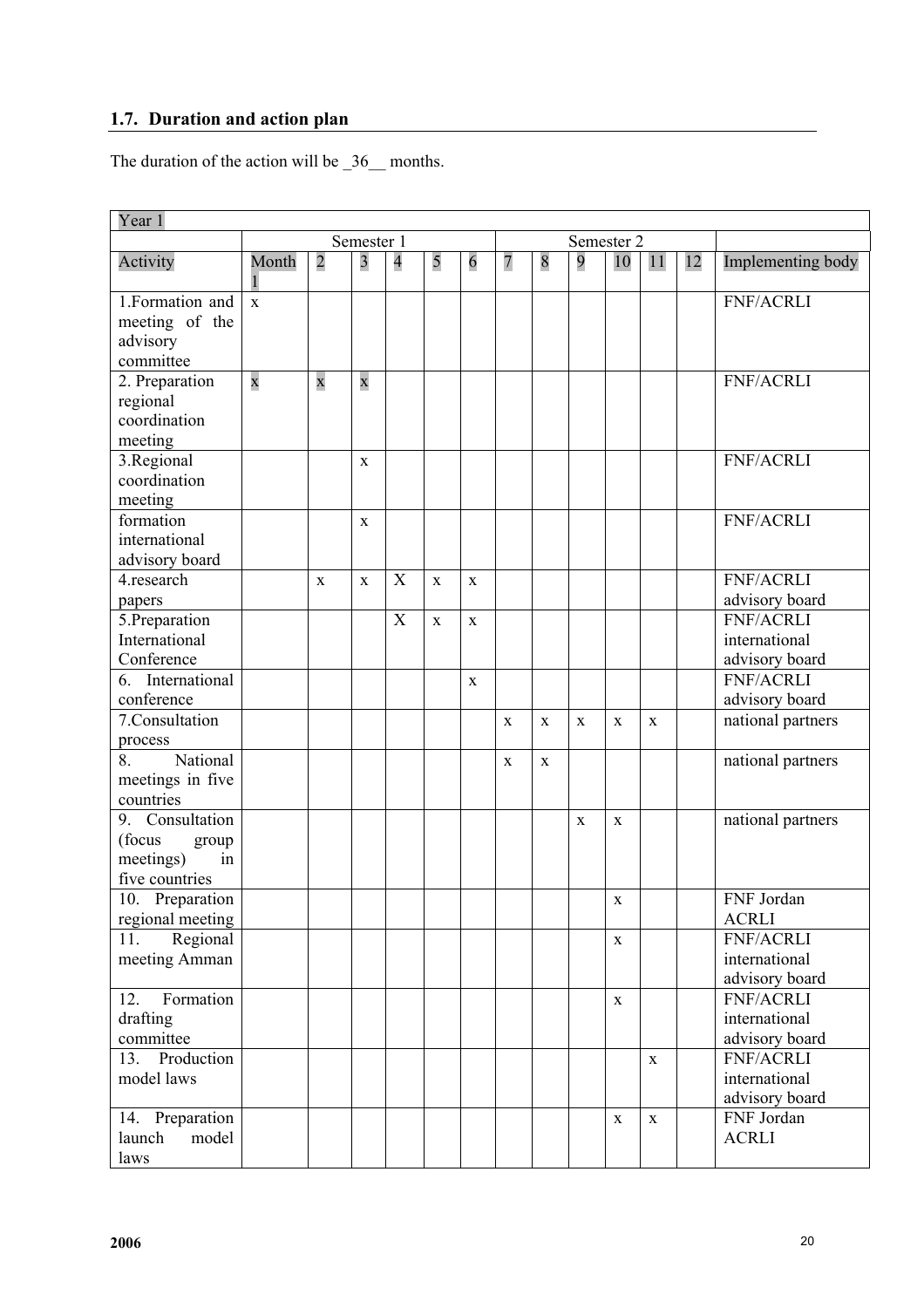## 1.7. Duration and action plan

The duration of the action will be _36__ months.

| Year 1 | | | | | | | | | | | | | |
|---|---|---|---|---|---|---|---|---|---|---|---|---|---|
| | Semester 1 | | | | | | Semester 2 | | | | | | |
| Activity | Month 1 | 2 | 3 | 4 | 5 | 6 | 7 | 8 | 9 | 10 | 11 | 12 | Implementing body |
| 1.Formation and meeting of the advisory committee | x | | | | | | | | | | | | FNF/ACRLI |
| 2. Preparation regional coordination meeting | x | x | x | | | | | | | | | | FNF/ACRLI |
| 3.Regional coordination meeting | | | x | | | | | | | | | | FNF/ACRLI |
| formation international advisory board | | | x | | | | | | | | | | FNF/ACRLI |
| 4.research papers | | x | x | X | x | x | | | | | | | FNF/ACRLI advisory board |
| 5.Preparation International Conference | | | | X | x | x | | | | | | | FNF/ACRLI international advisory board |
| 6. International conference | | | | | | x | | | | | | | FNF/ACRLI advisory board |
| 7.Consultation process | | | | | | | x | x | x | x | x | | national partners |
| 8. National meetings in five countries | | | | | | | x | x | | | | | national partners |
| 9. Consultation (focus group meetings) in five countries | | | | | | | | | x | x | | | national partners |
| 10. Preparation regional meeting | | | | | | | | | | x | | | FNF Jordan ACRLI |
| 11. Regional meeting Amman | | | | | | | | | | x | | | FNF/ACRLI international advisory board |
| 12. Formation drafting committee | | | | | | | | | | x | | | FNF/ACRLI international advisory board |
| 13. Production model laws | | | | | | | | | | | x | | FNF/ACRLI international advisory board |
| 14. Preparation launch model laws | | | | | | | | | | x | x | | FNF Jordan ACRLI |

**2006**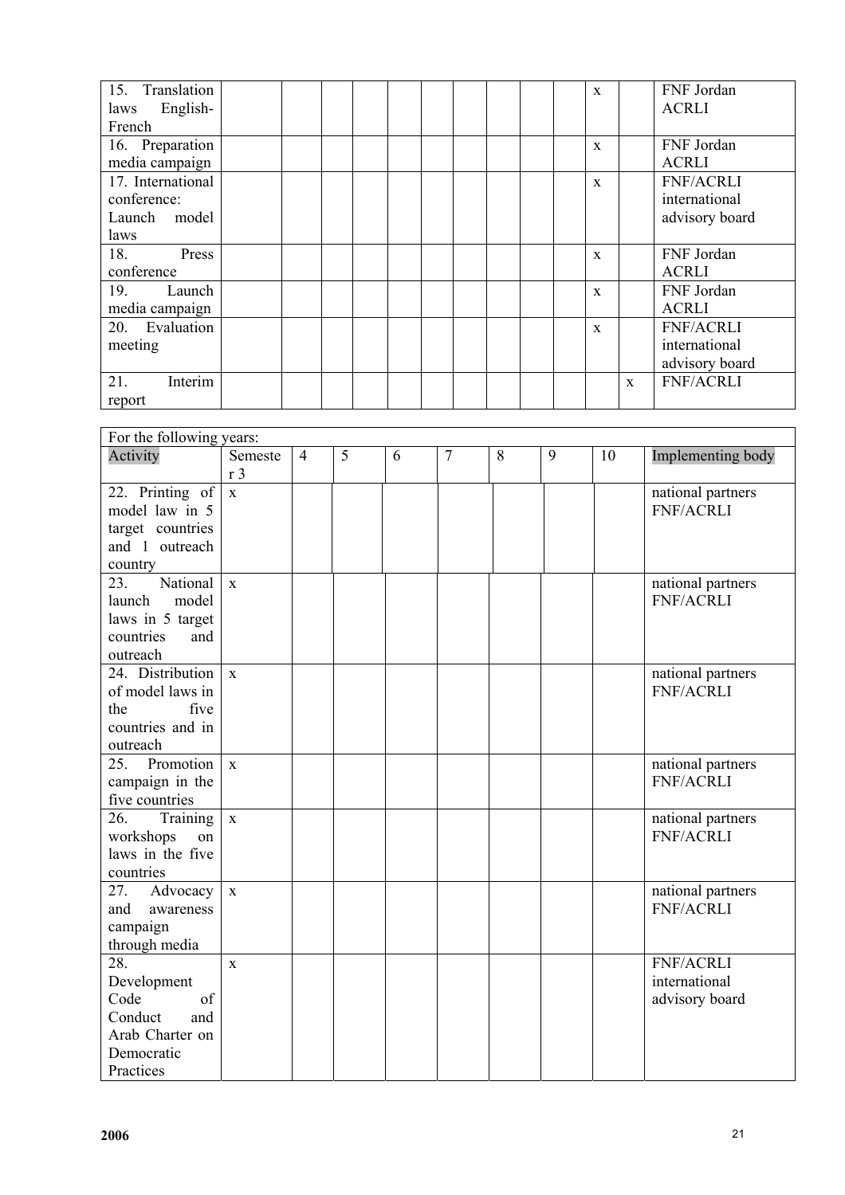| | | | | | | | | | | | | | |
|---|---|---|---|---|---|---|---|---|---|---|---|---|---|
| 15. Translation laws English-French | | | | | | | | | | | x | | FNF Jordan ACRLI |
| 16. Preparation media campaign | | | | | | | | | | | x | | FNF Jordan ACRLI |
| 17. International conference: Launch model laws | | | | | | | | | | | x | | FNF/ACRLI international advisory board |
| 18. Press conference | | | | | | | | | | | x | | FNF Jordan ACRLI |
| 19. Launch media campaign | | | | | | | | | | | x | | FNF Jordan ACRLI |
| 20. Evaluation meeting | | | | | | | | | | | x | | FNF/ACRLI international advisory board |
| 21. Interim report | | | | | | | | | | | | x | FNF/ACRLI |

| For the following years: | | | | | | | | | |
|---|---|---|---|---|---|---|---|---|---|
| Activity | Semester 3 | 4 | 5 | 6 | 7 | 8 | 9 | 10 | Implementing body |
| 22. Printing of model law in 5 target countries and 1 outreach country | x | | | | | | | | national partners FNF/ACRLI |
| 23. National launch model laws in 5 target countries and outreach | x | | | | | | | | national partners FNF/ACRLI |
| 24. Distribution of model laws in the five countries and in outreach | x | | | | | | | | national partners FNF/ACRLI |
| 25. Promotion campaign in the five countries | x | | | | | | | | national partners FNF/ACRLI |
| 26. Training workshops on laws in the five countries | x | | | | | | | | national partners FNF/ACRLI |
| 27. Advocacy and awareness campaign through media | x | | | | | | | | national partners FNF/ACRLI |
| 28. Development Code of Conduct and Arab Charter on Democratic Practices | x | | | | | | | | FNF/ACRLI international advisory board |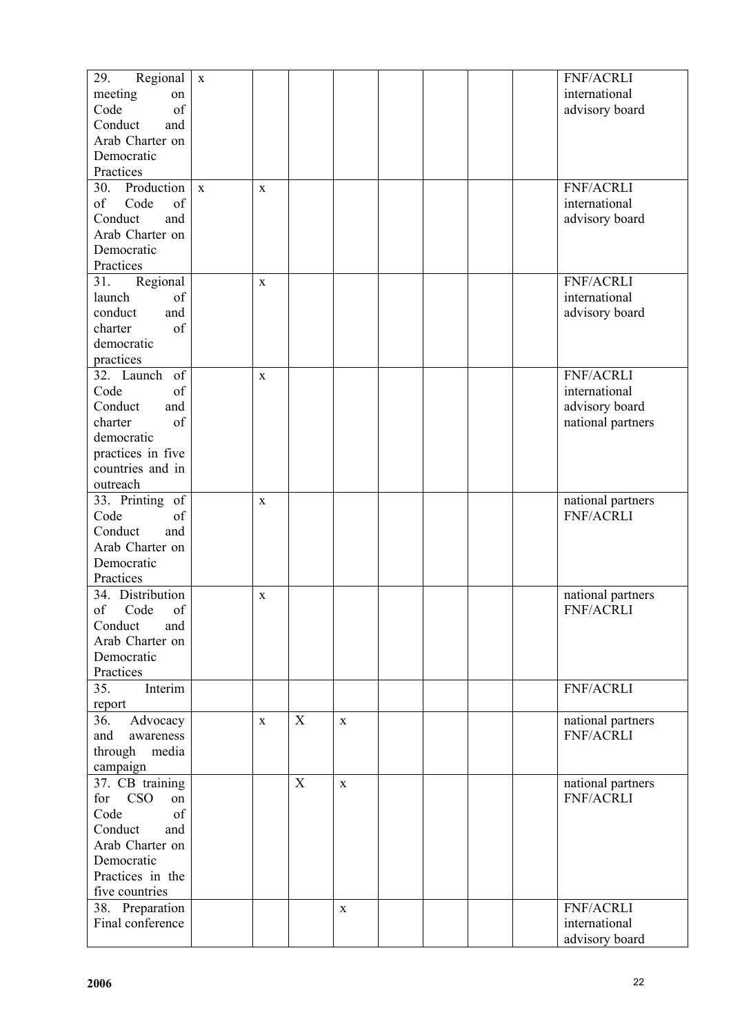| | | | | | | | | | |
|---|---|---|---|---|---|---|---|---|---|
| 29. Regional meeting on Code of Conduct and Arab Charter on Democratic Practices | x | | | | | | | | FNF/ACRLI international advisory board |
| 30. Production of Code of Conduct and Arab Charter on Democratic Practices | x | x | | | | | | | FNF/ACRLI international advisory board |
| 31. Regional launch of conduct and charter of democratic practices | | x | | | | | | | FNF/ACRLI international advisory board |
| 32. Launch of Code of Conduct and charter of democratic practices in five countries and in outreach | | x | | | | | | | FNF/ACRLI international advisory board national partners |
| 33. Printing of Code of Conduct and Arab Charter on Democratic Practices | | x | | | | | | | national partners FNF/ACRLI |
| 34. Distribution of Code of Conduct and Arab Charter on Democratic Practices | | x | | | | | | | national partners FNF/ACRLI |
| 35. Interim report | | | | | | | | | FNF/ACRLI |
| 36. Advocacy and awareness through media campaign | | x | X | x | | | | | national partners FNF/ACRLI |
| 37. CB training for CSO on Code of Conduct and Arab Charter on Democratic Practices in the five countries | | | X | x | | | | | national partners FNF/ACRLI |
| 38. Preparation Final conference | | | | x | | | | | FNF/ACRLI international advisory board |

**2006**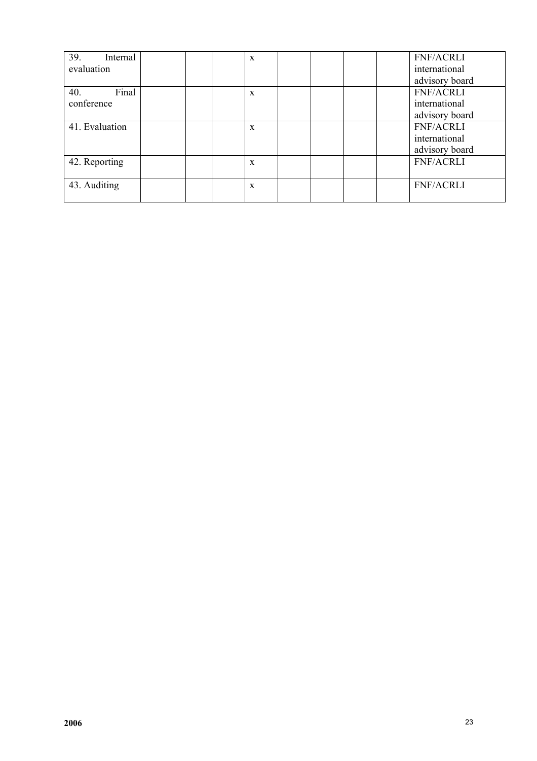| | | | | | | | | | |
|---|---|---|---|---|---|---|---|---|---|
| 39. Internal evaluation | | | | x | | | | | FNF/ACRLI international advisory board |
| 40. Final conference | | | | x | | | | | FNF/ACRLI international advisory board |
| 41. Evaluation | | | | x | | | | | FNF/ACRLI international advisory board |
| 42. Reporting | | | | x | | | | | FNF/ACRLI |
| 43. Auditing | | | | x | | | | | FNF/ACRLI |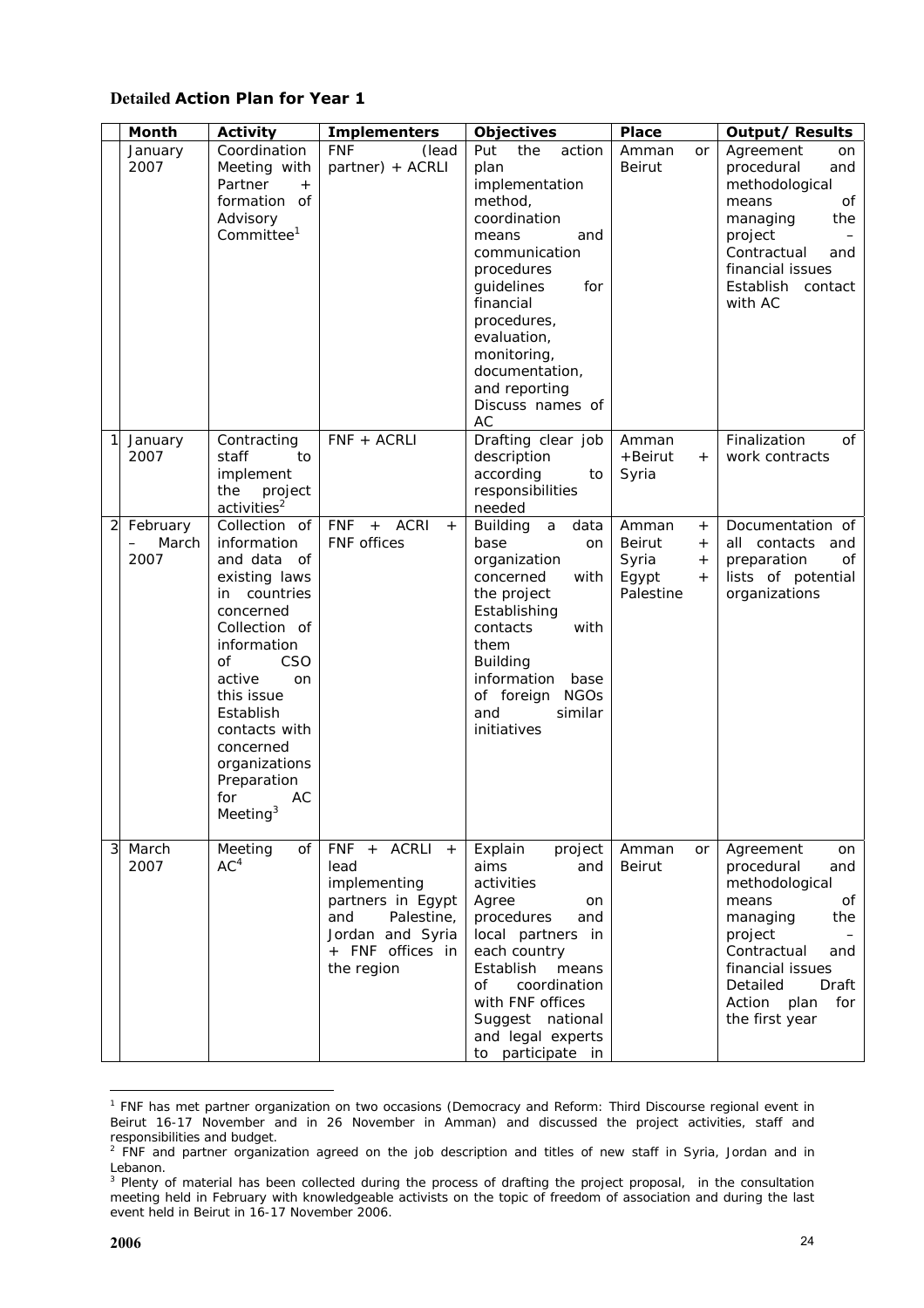### Detailed Action Plan for Year 1

| | Month | Activity | Implementers | Objectives | Place | Output/ Results |
|---|---|---|---|---|---|---|
| | January 2007 | Coordination Meeting with Partner + formation of Advisory Committee[1] | FNF (lead partner) + ACRLI | Put the action plan implementation method, coordination means and communication procedures guidelines for financial procedures, evaluation, monitoring, documentation, and reporting Discuss names of AC | Amman or Beirut | Agreement on procedural and methodological means of managing the project – Contractual and financial issues Establish contact with AC |
| 1 | January 2007 | Contracting staff to implement the project activities[2] | FNF + ACRLI | Drafting clear job description according to responsibilities needed | Amman +Beirut + Syria | Finalization of work contracts |
| 2 | February – March 2007 | Collection of information and data of existing laws in countries concerned Collection of information of CSO active on this issue Establish contacts with concerned organizations Preparation for AC Meeting[3] | FNF + ACRI + FNF offices | Building a data base on organization concerned with the project Establishing contacts with them Building information base of foreign NGOs and similar initiatives | Amman + Beirut + Syria + Egypt + Palestine | Documentation of all contacts and preparation of lists of potential organizations |
| 3 | March 2007 | Meeting of AC[4] | FNF + ACRLI + lead implementing partners in Egypt and Palestine, Jordan and Syria + FNF offices in the region | Explain project aims and activities Agree on procedures and local partners in each country Establish means of coordination with FNF offices Suggest national and legal experts to participate in | Amman or Beirut | Agreement on procedural and methodological means of managing the project – Contractual and financial issues Detailed Draft Action plan for the first year |

[1] FNF has met partner organization on two occasions (Democracy and Reform: Third Discourse regional event in Beirut 16-17 November and in 26 November in Amman) and discussed the project activities, staff and responsibilities and budget.

[2] FNF and partner organization agreed on the job description and titles of new staff in Syria, Jordan and in Lebanon.

[3] Plenty of material has been collected during the process of drafting the project proposal, in the consultation meeting held in February with knowledgeable activists on the topic of freedom of association and during the last event held in Beirut in 16-17 November 2006.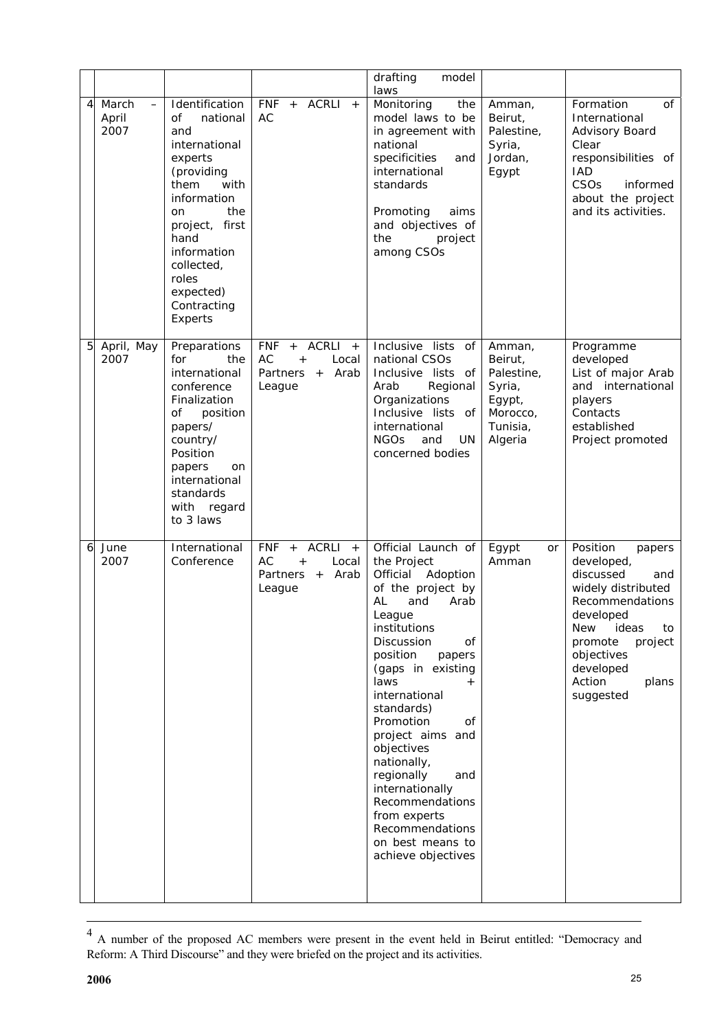| | | | | drafting model laws | | |
|---|---|---|---|---|---|---|
| 4 | March – April 2007 | Identification of national and international experts (providing them with information on the project, first hand information collected, roles expected)<br>Contracting Experts | FNF + ACRLI + AC | Monitoring the model laws to be in agreement with national specificities and international standards<br><br>Promoting aims and objectives of the project among CSOs | Amman, Beirut, Palestine, Syria, Jordan, Egypt | Formation of International Advisory Board<br>Clear responsibilities of IAD<br>CSOs informed about the project and its activities. |
| 5 | April, May 2007 | Preparations for the international conference<br>Finalization of position papers/ country/ Position papers on international standards with regard to 3 laws | FNF + ACRLI + AC + Local Partners + Arab League | Inclusive lists of national CSOs<br>Inclusive lists of Arab Regional Organizations<br>Inclusive lists of international NGOs and UN concerned bodies | Amman, Beirut, Palestine, Syria, Egypt, Morocco, Tunisia, Algeria | Programme developed<br>List of major Arab and international players<br>Contacts established<br>Project promoted |
| 6 | June 2007 | International Conference | FNF + ACRLI + AC + Local Partners + Arab League | Official Launch of the Project<br>Official Adoption of the project by AL and Arab League institutions<br>Discussion of position papers (gaps in existing laws + international standards)<br>Promotion of project aims and objectives nationally, regionally and internationally<br>Recommendations from experts<br>Recommendations on best means to achieve objectives | Egypt or Amman | Position papers developed, discussed and widely distributed<br>Recommendations developed<br>New ideas to promote project objectives developed<br>Action plans suggested |

[4] A number of the proposed AC members were present in the event held in Beirut entitled: "Democracy and Reform: A Third Discourse" and they were briefed on the project and its activities.

**2006**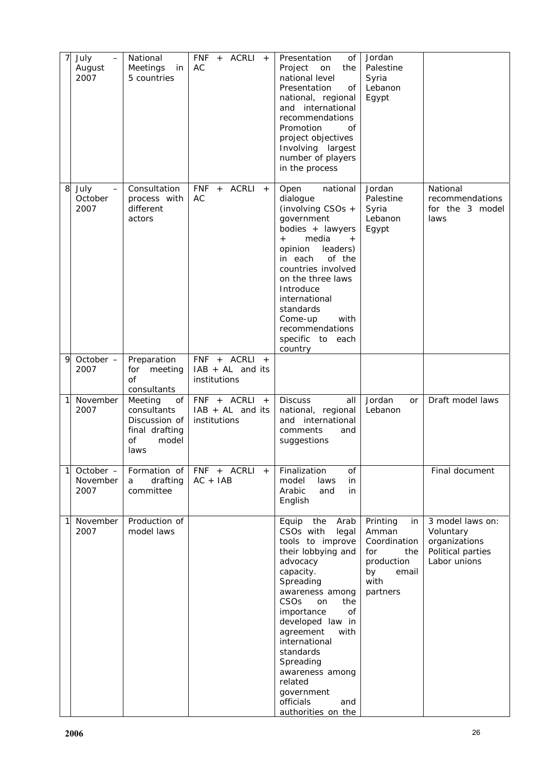| 7 | July – August 2007 | National Meetings in 5 countries | FNF + ACRLI + AC | Presentation of Project on the national level<br>Presentation of national, regional and international recommendations<br>Promotion of project objectives<br>Involving largest number of players in the process | Jordan<br>Palestine<br>Syria<br>Lebanon<br>Egypt | |
|---|---|---|---|---|---|---|
| 8 | July – October 2007 | Consultation process with different actors | FNF + ACRLI + AC | Open national dialogue (involving CSOs + government bodies + lawyers + media + opinion leaders) in each of the countries involved on the three laws<br>Introduce international standards<br>Come-up with recommendations specific to each country | Jordan<br>Palestine<br>Syria<br>Lebanon<br>Egypt | National recommendations for the 3 model laws |
| 9 | October – 2007 | Preparation for meeting of consultants | FNF + ACRLI + IAB + AL and its institutions | | | |
| 1 | November 2007 | Meeting of consultants<br>Discussion of final drafting of model laws | FNF + ACRLI + IAB + AL and its institutions | Discuss all national, regional and international comments and suggestions | Jordan or Lebanon | Draft model laws |
| 1 | October – November 2007 | Formation of a drafting committee | FNF + ACRLI + AC + IAB | Finalization of model laws in Arabic and in English | | Final document |
| 1 | November 2007 | Production of model laws | | Equip the Arab CSOs with legal tools to improve their lobbying and advocacy capacity.<br>Spreading awareness among CSOs on the importance of developed law in agreement with international standards<br>Spreading awareness among related government officials and authorities on the | Printing in Amman<br>Coordination for the production by email with partners | 3 model laws on:<br>Voluntary organizations<br>Political parties<br>Labor unions |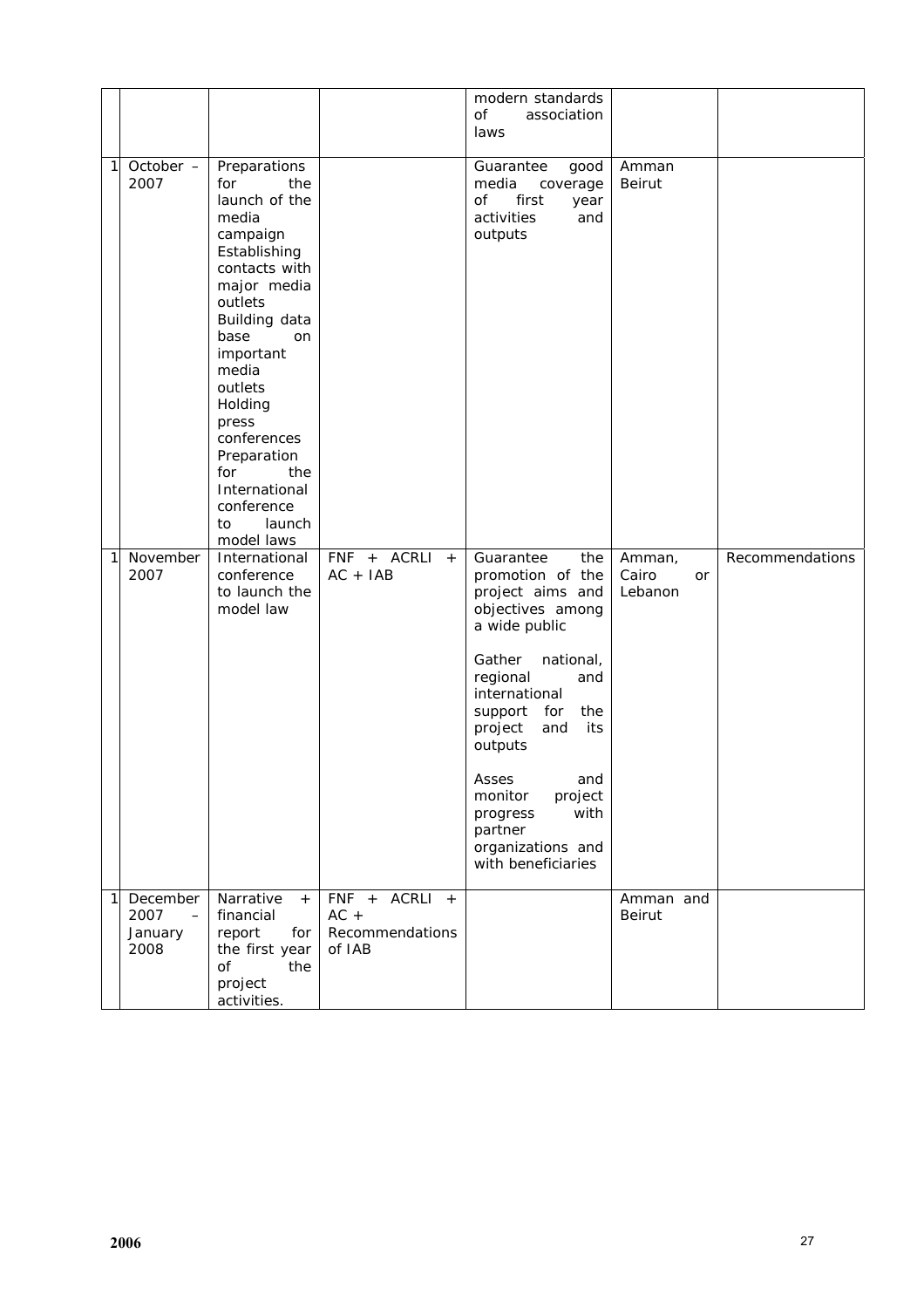| | | | | | | |
|---|---|---|---|---|---|---|
| | | | | modern standards of association laws | | |
| 1 | October – 2007 | Preparations for the launch of the media campaign Establishing contacts with major media outlets Building data base on important media outlets Holding press conferences Preparation for the International conference to launch model laws | | Guarantee good media coverage of first year activities and outputs | Amman Beirut | |
| 1 | November 2007 | International conference to launch the model law | FNF + ACRLI + AC + IAB | Guarantee the promotion of the project aims and objectives among a wide public<br><br>Gather national, regional and international support for the project and its outputs<br><br>Asses and monitor project progress with partner organizations and with beneficiaries | Amman, Cairo or Lebanon | Recommendations |
| 1 | December 2007 – January 2008 | Narrative + financial report for the first year of the project activities. | FNF + ACRLI + AC + Recommendations of IAB | | Amman and Beirut | |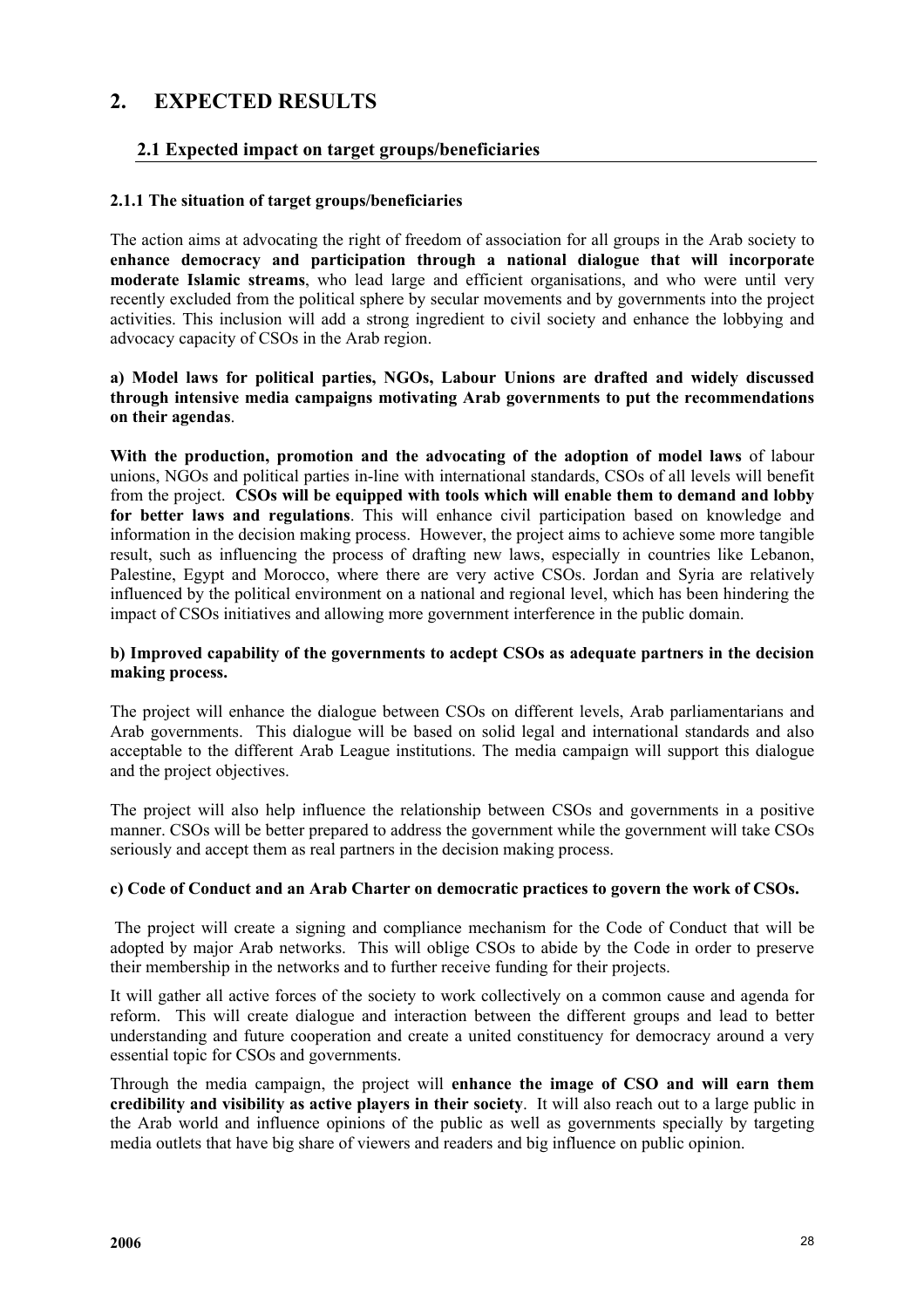# 2. EXPECTED RESULTS

## 2.1 Expected impact on target groups/beneficiaries

### 2.1.1 The situation of target groups/beneficiaries

The action aims at advocating the right of freedom of association for all groups in the Arab society to **enhance democracy and participation through a national dialogue that will incorporate moderate Islamic streams**, who lead large and efficient organisations, and who were until very recently excluded from the political sphere by secular movements and by governments into the project activities. This inclusion will add a strong ingredient to civil society and enhance the lobbying and advocacy capacity of CSOs in the Arab region.

**a) Model laws for political parties, NGOs, Labour Unions are drafted and widely discussed through intensive media campaigns motivating Arab governments to put the recommendations on their agendas**.

**With the production, promotion and the advocating of the adoption of model laws** of labour unions, NGOs and political parties in-line with international standards, CSOs of all levels will benefit from the project. **CSOs will be equipped with tools which will enable them to demand and lobby for better laws and regulations**. This will enhance civil participation based on knowledge and information in the decision making process. However, the project aims to achieve some more tangible result, such as influencing the process of drafting new laws, especially in countries like Lebanon, Palestine, Egypt and Morocco, where there are very active CSOs. Jordan and Syria are relatively influenced by the political environment on a national and regional level, which has been hindering the impact of CSOs initiatives and allowing more government interference in the public domain.

**b) Improved capability of the governments to acdept CSOs as adequate partners in the decision making process.**

The project will enhance the dialogue between CSOs on different levels, Arab parliamentarians and Arab governments. This dialogue will be based on solid legal and international standards and also acceptable to the different Arab League institutions. The media campaign will support this dialogue and the project objectives.

The project will also help influence the relationship between CSOs and governments in a positive manner. CSOs will be better prepared to address the government while the government will take CSOs seriously and accept them as real partners in the decision making process.

**c) Code of Conduct and an Arab Charter on democratic practices to govern the work of CSOs.**

The project will create a signing and compliance mechanism for the Code of Conduct that will be adopted by major Arab networks. This will oblige CSOs to abide by the Code in order to preserve their membership in the networks and to further receive funding for their projects.

It will gather all active forces of the society to work collectively on a common cause and agenda for reform. This will create dialogue and interaction between the different groups and lead to better understanding and future cooperation and create a united constituency for democracy around a very essential topic for CSOs and governments.

Through the media campaign, the project will **enhance the image of CSO and will earn them credibility and visibility as active players in their society**. It will also reach out to a large public in the Arab world and influence opinions of the public as well as governments specially by targeting media outlets that have big share of viewers and readers and big influence on public opinion.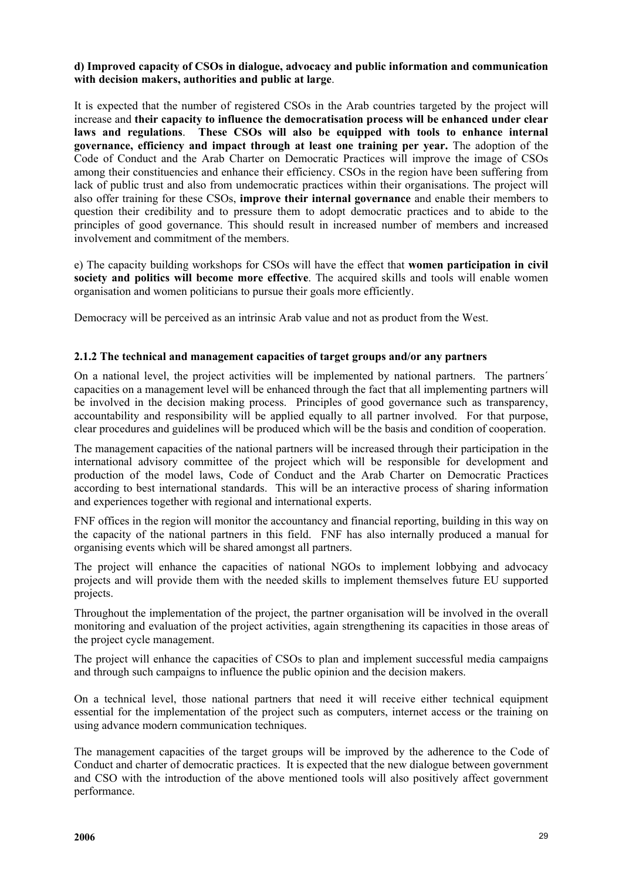**d) Improved capacity of CSOs in dialogue, advocacy and public information and communication with decision makers, authorities and public at large**.

It is expected that the number of registered CSOs in the Arab countries targeted by the project will increase and **their capacity to influence the democratisation process will be enhanced under clear laws and regulations**. **These CSOs will also be equipped with tools to enhance internal governance, efficiency and impact through at least one training per year.** The adoption of the Code of Conduct and the Arab Charter on Democratic Practices will improve the image of CSOs among their constituencies and enhance their efficiency. CSOs in the region have been suffering from lack of public trust and also from undemocratic practices within their organisations. The project will also offer training for these CSOs, **improve their internal governance** and enable their members to question their credibility and to pressure them to adopt democratic practices and to abide to the principles of good governance. This should result in increased number of members and increased involvement and commitment of the members.

e) The capacity building workshops for CSOs will have the effect that **women participation in civil society and politics will become more effective**. The acquired skills and tools will enable women organisation and women politicians to pursue their goals more efficiently.

Democracy will be perceived as an intrinsic Arab value and not as product from the West.

### 2.1.2 The technical and management capacities of target groups and/or any partners

On a national level, the project activities will be implemented by national partners. The partners´ capacities on a management level will be enhanced through the fact that all implementing partners will be involved in the decision making process. Principles of good governance such as transparency, accountability and responsibility will be applied equally to all partner involved. For that purpose, clear procedures and guidelines will be produced which will be the basis and condition of cooperation.

The management capacities of the national partners will be increased through their participation in the international advisory committee of the project which will be responsible for development and production of the model laws, Code of Conduct and the Arab Charter on Democratic Practices according to best international standards. This will be an interactive process of sharing information and experiences together with regional and international experts.

FNF offices in the region will monitor the accountancy and financial reporting, building in this way on the capacity of the national partners in this field. FNF has also internally produced a manual for organising events which will be shared amongst all partners.

The project will enhance the capacities of national NGOs to implement lobbying and advocacy projects and will provide them with the needed skills to implement themselves future EU supported projects.

Throughout the implementation of the project, the partner organisation will be involved in the overall monitoring and evaluation of the project activities, again strengthening its capacities in those areas of the project cycle management.

The project will enhance the capacities of CSOs to plan and implement successful media campaigns and through such campaigns to influence the public opinion and the decision makers.

On a technical level, those national partners that need it will receive either technical equipment essential for the implementation of the project such as computers, internet access or the training on using advance modern communication techniques.

The management capacities of the target groups will be improved by the adherence to the Code of Conduct and charter of democratic practices. It is expected that the new dialogue between government and CSO with the introduction of the above mentioned tools will also positively affect government performance.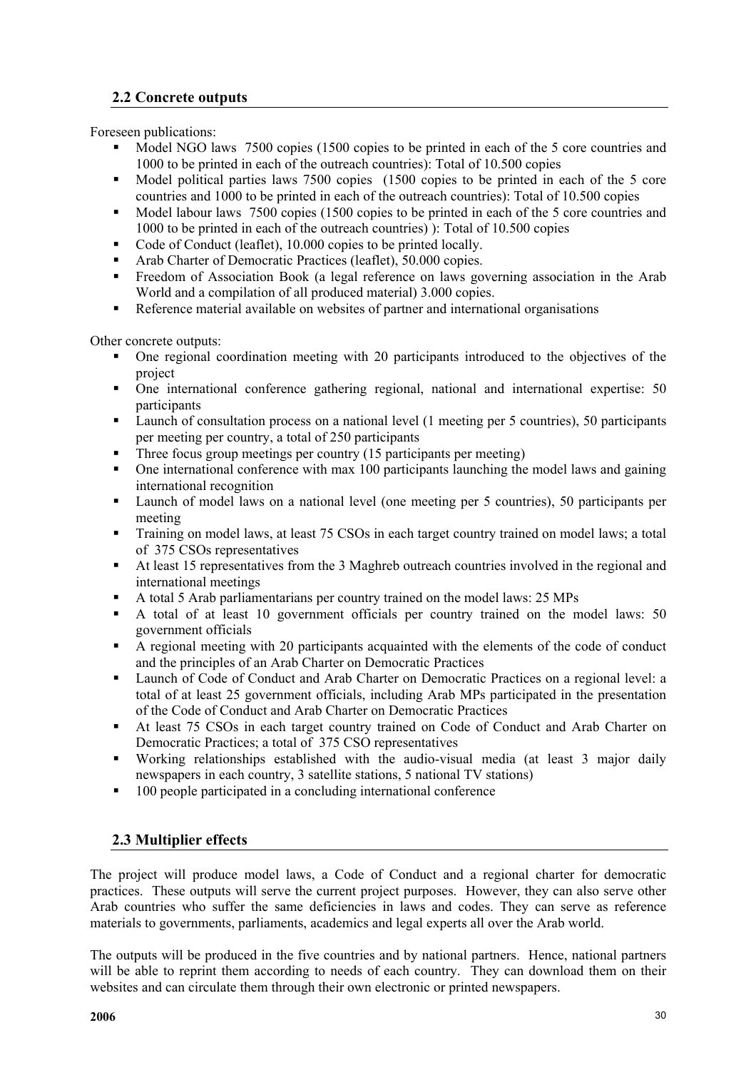## 2.2 Concrete outputs

Foreseen publications:

- Model NGO laws 7500 copies (1500 copies to be printed in each of the 5 core countries and 1000 to be printed in each of the outreach countries): Total of 10.500 copies
- Model political parties laws 7500 copies (1500 copies to be printed in each of the 5 core countries and 1000 to be printed in each of the outreach countries): Total of 10.500 copies
- Model labour laws 7500 copies (1500 copies to be printed in each of the 5 core countries and 1000 to be printed in each of the outreach countries) ): Total of 10.500 copies
- Code of Conduct (leaflet), 10.000 copies to be printed locally.
- Arab Charter of Democratic Practices (leaflet), 50.000 copies.
- Freedom of Association Book (a legal reference on laws governing association in the Arab World and a compilation of all produced material) 3.000 copies.
- Reference material available on websites of partner and international organisations

Other concrete outputs:

- One regional coordination meeting with 20 participants introduced to the objectives of the project
- One international conference gathering regional, national and international expertise: 50 participants
- Launch of consultation process on a national level (1 meeting per 5 countries), 50 participants per meeting per country, a total of 250 participants
- Three focus group meetings per country (15 participants per meeting)
- One international conference with max 100 participants launching the model laws and gaining international recognition
- Launch of model laws on a national level (one meeting per 5 countries), 50 participants per meeting
- Training on model laws, at least 75 CSOs in each target country trained on model laws; a total of 375 CSOs representatives
- At least 15 representatives from the 3 Maghreb outreach countries involved in the regional and international meetings
- A total 5 Arab parliamentarians per country trained on the model laws: 25 MPs
- A total of at least 10 government officials per country trained on the model laws: 50 government officials
- A regional meeting with 20 participants acquainted with the elements of the code of conduct and the principles of an Arab Charter on Democratic Practices
- Launch of Code of Conduct and Arab Charter on Democratic Practices on a regional level: a total of at least 25 government officials, including Arab MPs participated in the presentation of the Code of Conduct and Arab Charter on Democratic Practices
- At least 75 CSOs in each target country trained on Code of Conduct and Arab Charter on Democratic Practices; a total of 375 CSO representatives
- Working relationships established with the audio-visual media (at least 3 major daily newspapers in each country, 3 satellite stations, 5 national TV stations)
- 100 people participated in a concluding international conference

## 2.3 Multiplier effects

The project will produce model laws, a Code of Conduct and a regional charter for democratic practices. These outputs will serve the current project purposes. However, they can also serve other Arab countries who suffer the same deficiencies in laws and codes. They can serve as reference materials to governments, parliaments, academics and legal experts all over the Arab world.

The outputs will be produced in the five countries and by national partners. Hence, national partners will be able to reprint them according to needs of each country. They can download them on their websites and can circulate them through their own electronic or printed newspapers.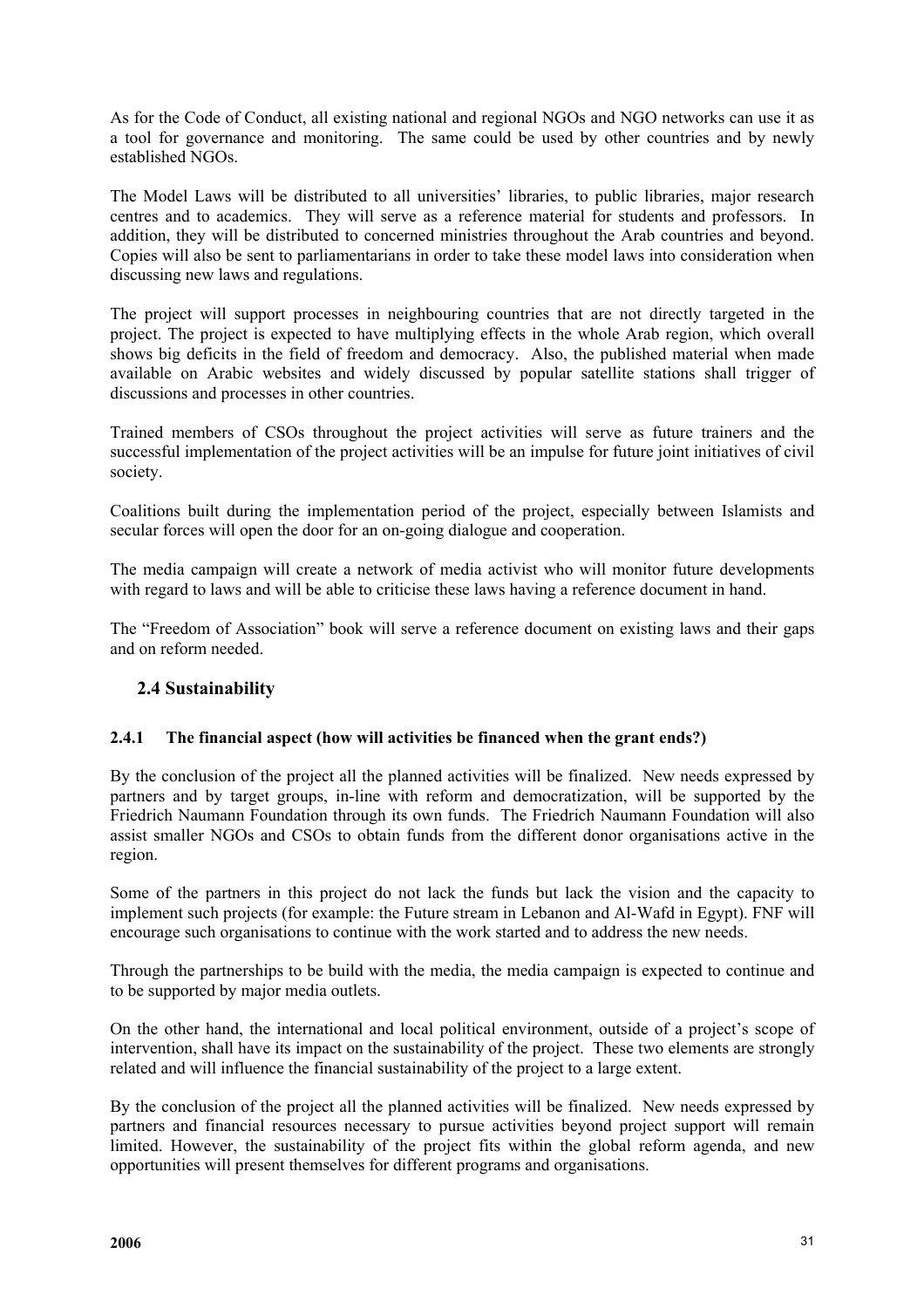As for the Code of Conduct, all existing national and regional NGOs and NGO networks can use it as a tool for governance and monitoring. The same could be used by other countries and by newly established NGOs.

The Model Laws will be distributed to all universities' libraries, to public libraries, major research centres and to academics. They will serve as a reference material for students and professors. In addition, they will be distributed to concerned ministries throughout the Arab countries and beyond. Copies will also be sent to parliamentarians in order to take these model laws into consideration when discussing new laws and regulations.

The project will support processes in neighbouring countries that are not directly targeted in the project. The project is expected to have multiplying effects in the whole Arab region, which overall shows big deficits in the field of freedom and democracy. Also, the published material when made available on Arabic websites and widely discussed by popular satellite stations shall trigger of discussions and processes in other countries.

Trained members of CSOs throughout the project activities will serve as future trainers and the successful implementation of the project activities will be an impulse for future joint initiatives of civil society.

Coalitions built during the implementation period of the project, especially between Islamists and secular forces will open the door for an on-going dialogue and cooperation.

The media campaign will create a network of media activist who will monitor future developments with regard to laws and will be able to criticise these laws having a reference document in hand.

The "Freedom of Association" book will serve a reference document on existing laws and their gaps and on reform needed.

## 2.4 Sustainability

### 2.4.1 The financial aspect (how will activities be financed when the grant ends?)

By the conclusion of the project all the planned activities will be finalized. New needs expressed by partners and by target groups, in-line with reform and democratization, will be supported by the Friedrich Naumann Foundation through its own funds. The Friedrich Naumann Foundation will also assist smaller NGOs and CSOs to obtain funds from the different donor organisations active in the region.

Some of the partners in this project do not lack the funds but lack the vision and the capacity to implement such projects (for example: the Future stream in Lebanon and Al-Wafd in Egypt). FNF will encourage such organisations to continue with the work started and to address the new needs.

Through the partnerships to be build with the media, the media campaign is expected to continue and to be supported by major media outlets.

On the other hand, the international and local political environment, outside of a project's scope of intervention, shall have its impact on the sustainability of the project. These two elements are strongly related and will influence the financial sustainability of the project to a large extent.

By the conclusion of the project all the planned activities will be finalized. New needs expressed by partners and financial resources necessary to pursue activities beyond project support will remain limited. However, the sustainability of the project fits within the global reform agenda, and new opportunities will present themselves for different programs and organisations.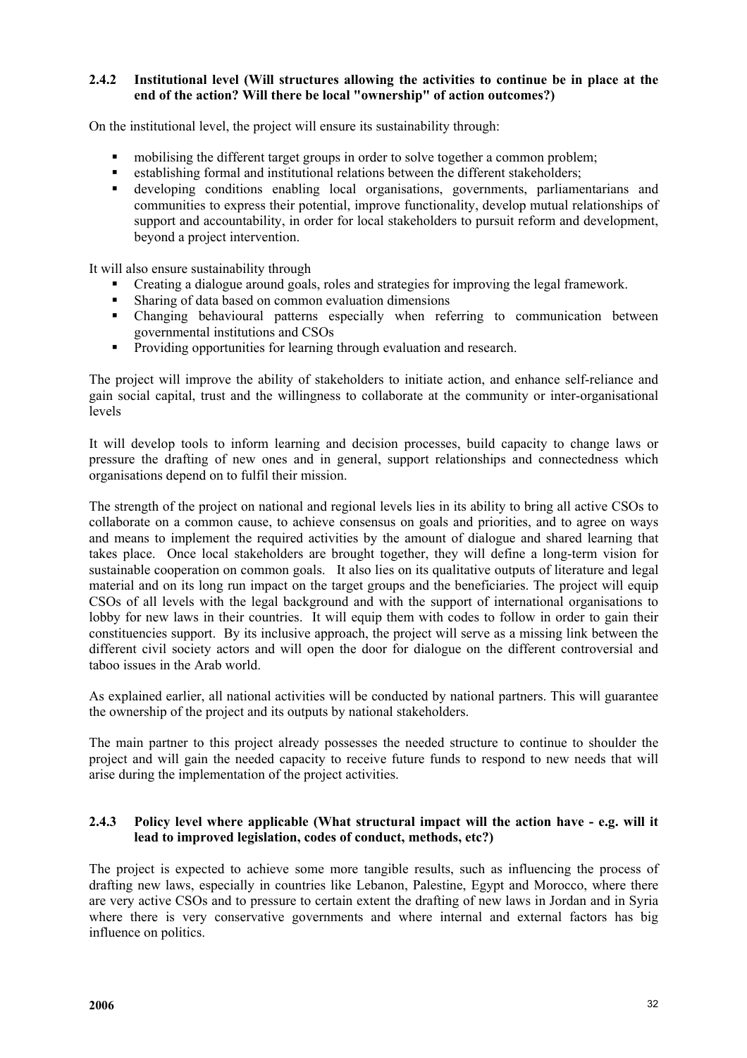#### 2.4.2 Institutional level (Will structures allowing the activities to continue be in place at the end of the action? Will there be local "ownership" of action outcomes?)

On the institutional level, the project will ensure its sustainability through:

- mobilising the different target groups in order to solve together a common problem;
- establishing formal and institutional relations between the different stakeholders;
- developing conditions enabling local organisations, governments, parliamentarians and communities to express their potential, improve functionality, develop mutual relationships of support and accountability, in order for local stakeholders to pursuit reform and development, beyond a project intervention.

It will also ensure sustainability through

- Creating a dialogue around goals, roles and strategies for improving the legal framework.
- Sharing of data based on common evaluation dimensions
- Changing behavioural patterns especially when referring to communication between governmental institutions and CSOs
- Providing opportunities for learning through evaluation and research.

The project will improve the ability of stakeholders to initiate action, and enhance self-reliance and gain social capital, trust and the willingness to collaborate at the community or inter-organisational levels

It will develop tools to inform learning and decision processes, build capacity to change laws or pressure the drafting of new ones and in general, support relationships and connectedness which organisations depend on to fulfil their mission.

The strength of the project on national and regional levels lies in its ability to bring all active CSOs to collaborate on a common cause, to achieve consensus on goals and priorities, and to agree on ways and means to implement the required activities by the amount of dialogue and shared learning that takes place. Once local stakeholders are brought together, they will define a long-term vision for sustainable cooperation on common goals. It also lies on its qualitative outputs of literature and legal material and on its long run impact on the target groups and the beneficiaries. The project will equip CSOs of all levels with the legal background and with the support of international organisations to lobby for new laws in their countries. It will equip them with codes to follow in order to gain their constituencies support. By its inclusive approach, the project will serve as a missing link between the different civil society actors and will open the door for dialogue on the different controversial and taboo issues in the Arab world.

As explained earlier, all national activities will be conducted by national partners. This will guarantee the ownership of the project and its outputs by national stakeholders.

The main partner to this project already possesses the needed structure to continue to shoulder the project and will gain the needed capacity to receive future funds to respond to new needs that will arise during the implementation of the project activities.

#### 2.4.3 Policy level where applicable (What structural impact will the action have - e.g. will it lead to improved legislation, codes of conduct, methods, etc?)

The project is expected to achieve some more tangible results, such as influencing the process of drafting new laws, especially in countries like Lebanon, Palestine, Egypt and Morocco, where there are very active CSOs and to pressure to certain extent the drafting of new laws in Jordan and in Syria where there is very conservative governments and where internal and external factors has big influence on politics.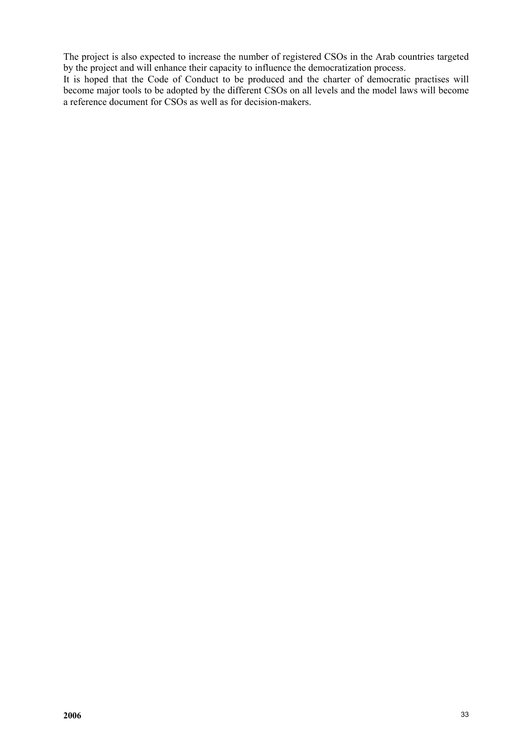The project is also expected to increase the number of registered CSOs in the Arab countries targeted by the project and will enhance their capacity to influence the democratization process.

It is hoped that the Code of Conduct to be produced and the charter of democratic practises will become major tools to be adopted by the different CSOs on all levels and the model laws will become a reference document for CSOs as well as for decision-makers.